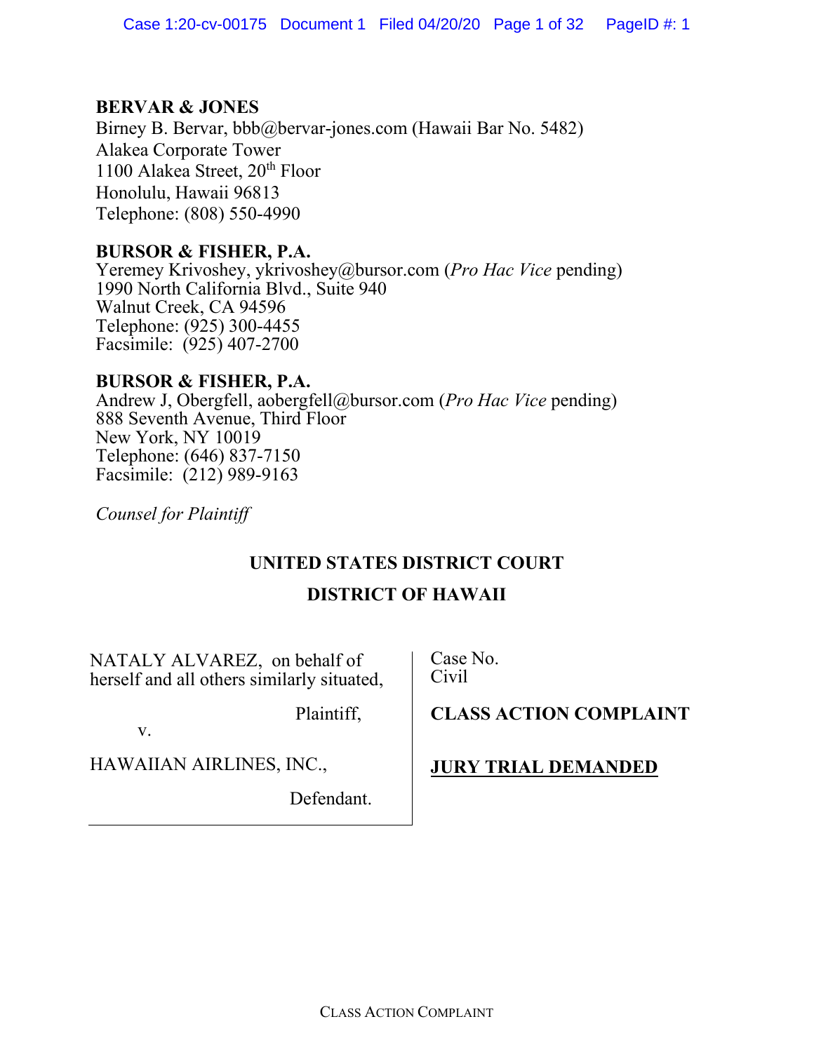**BERVAR & JONES**
Birney B. Bervar, bbb@bervar-jones.com (Hawaii Bar No. 5482)
Alakea Corporate Tower
1100 Alakea Street, 20th Floor
Honolulu, Hawaii 96813
Telephone: (808) 550-4990

**BURSOR & FISHER, P.A.**
Yeremey Krivoshey, ykrivoshey@bursor.com (*Pro Hac Vice* pending)
1990 North California Blvd., Suite 940
Walnut Creek, CA 94596
Telephone: (925) 300-4455
Facsimile: (925) 407-2700

**BURSOR & FISHER, P.A.**
Andrew J, Obergfell, aobergfell@bursor.com (*Pro Hac Vice* pending)
888 Seventh Avenue, Third Floor
New York, NY 10019
Telephone: (646) 837-7150
Facsimile: (212) 989-9163

*Counsel for Plaintiff*

**UNITED STATES DISTRICT COURT**

**DISTRICT OF HAWAII**

| | |
|---|---|
| NATALY ALVAREZ, on behalf of herself and all others similarly situated,<br><br>Plaintiff,<br><br>v.<br><br>HAWAIIAN AIRLINES, INC.,<br><br>Defendant. | Case No.<br>Civil<br><br>**CLASS ACTION COMPLAINT**<br><br>**JURY TRIAL DEMANDED** |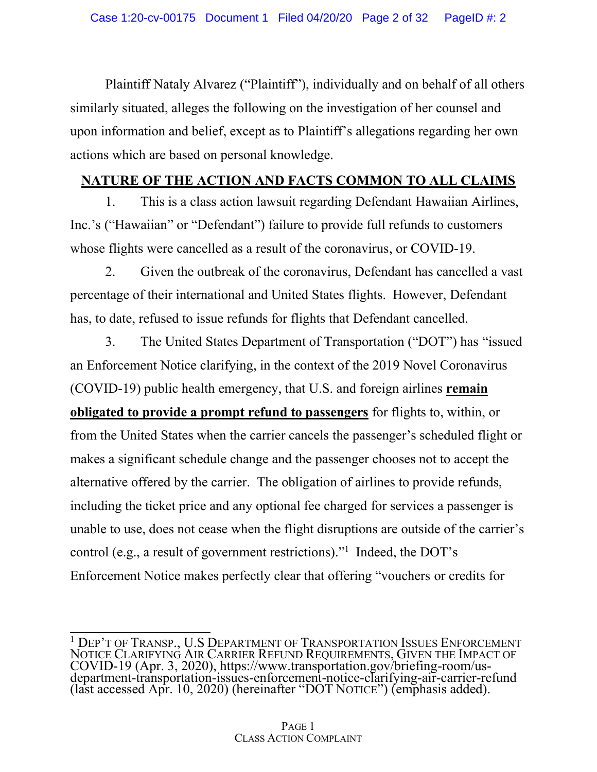Plaintiff Nataly Alvarez ("Plaintiff"), individually and on behalf of all others similarly situated, alleges the following on the investigation of her counsel and upon information and belief, except as to Plaintiff's allegations regarding her own actions which are based on personal knowledge.

## NATURE OF THE ACTION AND FACTS COMMON TO ALL CLAIMS

1. This is a class action lawsuit regarding Defendant Hawaiian Airlines, Inc.'s ("Hawaiian" or "Defendant") failure to provide full refunds to customers whose flights were cancelled as a result of the coronavirus, or COVID-19.

2. Given the outbreak of the coronavirus, Defendant has cancelled a vast percentage of their international and United States flights. However, Defendant has, to date, refused to issue refunds for flights that Defendant cancelled.

3. The United States Department of Transportation ("DOT") has "issued an Enforcement Notice clarifying, in the context of the 2019 Novel Coronavirus (COVID-19) public health emergency, that U.S. and foreign airlines **remain obligated to provide a prompt refund to passengers** for flights to, within, or from the United States when the carrier cancels the passenger's scheduled flight or makes a significant schedule change and the passenger chooses not to accept the alternative offered by the carrier. The obligation of airlines to provide refunds, including the ticket price and any optional fee charged for services a passenger is unable to use, does not cease when the flight disruptions are outside of the carrier's control (e.g., a result of government restrictions)."[1] Indeed, the DOT's Enforcement Notice makes perfectly clear that offering "vouchers or credits for

---

[1] DEP'T OF TRANSP., U.S DEPARTMENT OF TRANSPORTATION ISSUES ENFORCEMENT NOTICE CLARIFYING AIR CARRIER REFUND REQUIREMENTS, GIVEN THE IMPACT OF COVID-19 (Apr. 3, 2020), https://www.transportation.gov/briefing-room/us-department-transportation-issues-enforcement-notice-clarifying-air-carrier-refund (last accessed Apr. 10, 2020) (hereinafter "DOT NOTICE") (emphasis added).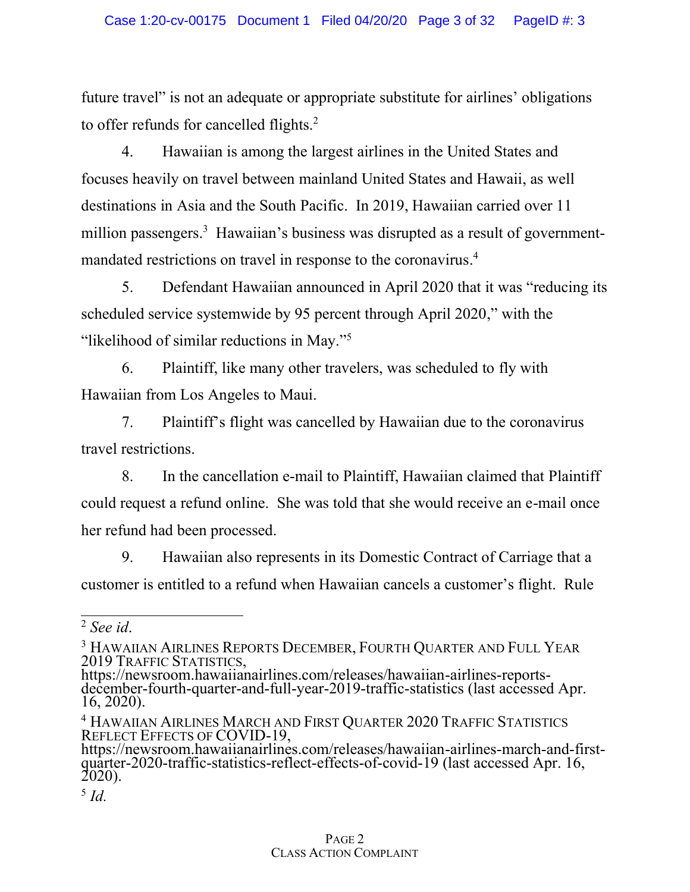future travel" is not an adequate or appropriate substitute for airlines' obligations to offer refunds for cancelled flights.[2]

4. Hawaiian is among the largest airlines in the United States and focuses heavily on travel between mainland United States and Hawaii, as well destinations in Asia and the South Pacific. In 2019, Hawaiian carried over 11 million passengers.[3] Hawaiian's business was disrupted as a result of government-mandated restrictions on travel in response to the coronavirus.[4]

5. Defendant Hawaiian announced in April 2020 that it was "reducing its scheduled service systemwide by 95 percent through April 2020," with the "likelihood of similar reductions in May."[5]

6. Plaintiff, like many other travelers, was scheduled to fly with Hawaiian from Los Angeles to Maui.

7. Plaintiff's flight was cancelled by Hawaiian due to the coronavirus travel restrictions.

8. In the cancellation e-mail to Plaintiff, Hawaiian claimed that Plaintiff could request a refund online. She was told that she would receive an e-mail once her refund had been processed.

9. Hawaiian also represents in its Domestic Contract of Carriage that a customer is entitled to a refund when Hawaiian cancels a customer's flight. Rule

---

[2] *See id*.

[3] HAWAIIAN AIRLINES REPORTS DECEMBER, FOURTH QUARTER AND FULL YEAR 2019 TRAFFIC STATISTICS, https://newsroom.hawaiianairlines.com/releases/hawaiian-airlines-reports-december-fourth-quarter-and-full-year-2019-traffic-statistics (last accessed Apr. 16, 2020).

[4] HAWAIIAN AIRLINES MARCH AND FIRST QUARTER 2020 TRAFFIC STATISTICS REFLECT EFFECTS OF COVID-19, https://newsroom.hawaiianairlines.com/releases/hawaiian-airlines-march-and-first-quarter-2020-traffic-statistics-reflect-effects-of-covid-19 (last accessed Apr. 16, 2020).

[5] *Id.*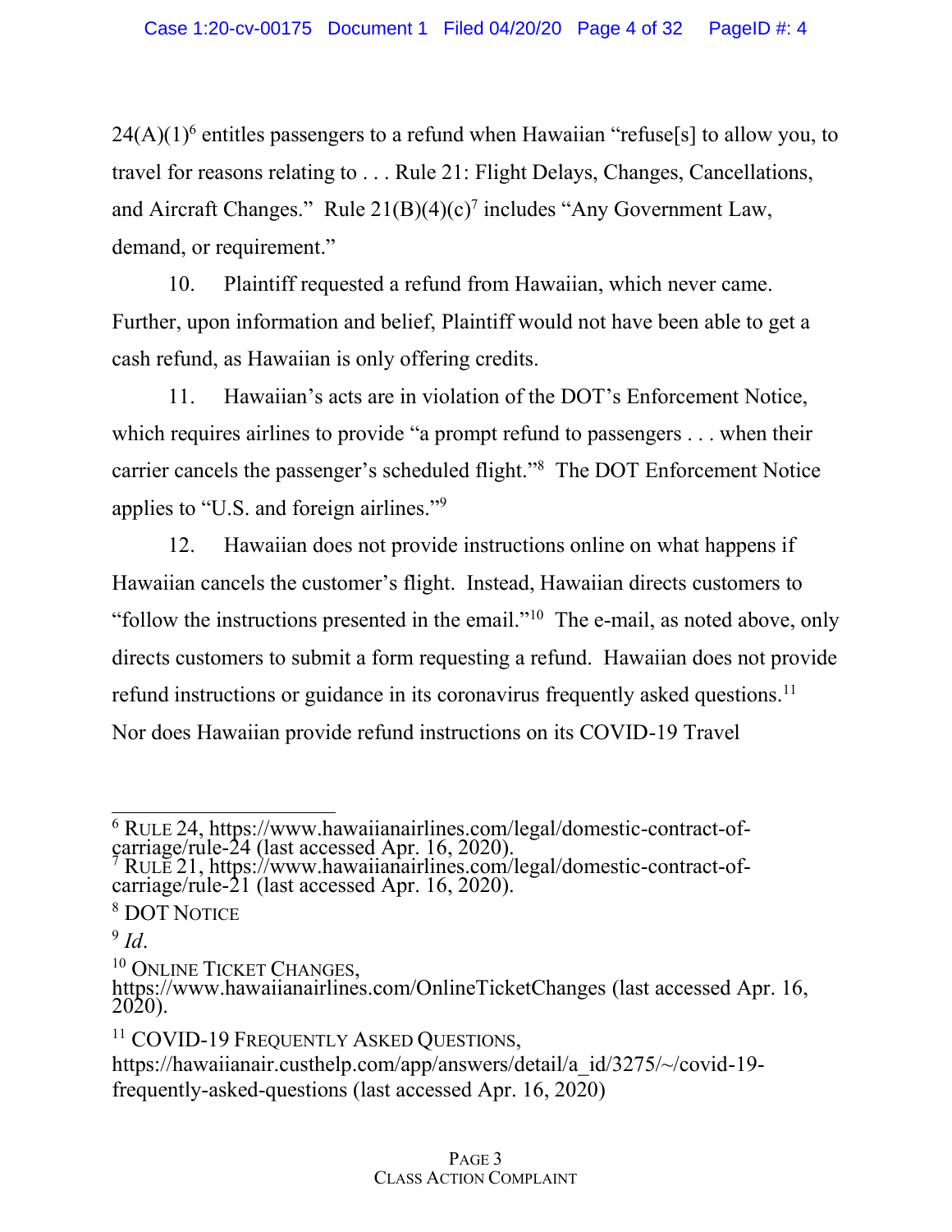24(A)(1)[6] entitles passengers to a refund when Hawaiian "refuse[s] to allow you, to travel for reasons relating to . . . Rule 21: Flight Delays, Changes, Cancellations, and Aircraft Changes." Rule 21(B)(4)(c)[7] includes "Any Government Law, demand, or requirement."

10. Plaintiff requested a refund from Hawaiian, which never came. Further, upon information and belief, Plaintiff would not have been able to get a cash refund, as Hawaiian is only offering credits.

11. Hawaiian's acts are in violation of the DOT's Enforcement Notice, which requires airlines to provide "a prompt refund to passengers . . . when their carrier cancels the passenger's scheduled flight."[8] The DOT Enforcement Notice applies to "U.S. and foreign airlines."[9]

12. Hawaiian does not provide instructions online on what happens if Hawaiian cancels the customer's flight. Instead, Hawaiian directs customers to "follow the instructions presented in the email."[10] The e-mail, as noted above, only directs customers to submit a form requesting a refund. Hawaiian does not provide refund instructions or guidance in its coronavirus frequently asked questions.[11] Nor does Hawaiian provide refund instructions on its COVID-19 Travel

---

[6] RULE 24, https://www.hawaiianairlines.com/legal/domestic-contract-of-carriage/rule-24 (last accessed Apr. 16, 2020).

[7] RULE 21, https://www.hawaiianairlines.com/legal/domestic-contract-of-carriage/rule-21 (last accessed Apr. 16, 2020).

[8] DOT NOTICE

[9] *Id*.

[10] ONLINE TICKET CHANGES, https://www.hawaiianairlines.com/OnlineTicketChanges (last accessed Apr. 16, 2020).

[11] COVID-19 FREQUENTLY ASKED QUESTIONS, https://hawaiianair.custhelp.com/app/answers/detail/a_id/3275/~/covid-19-frequently-asked-questions (last accessed Apr. 16, 2020)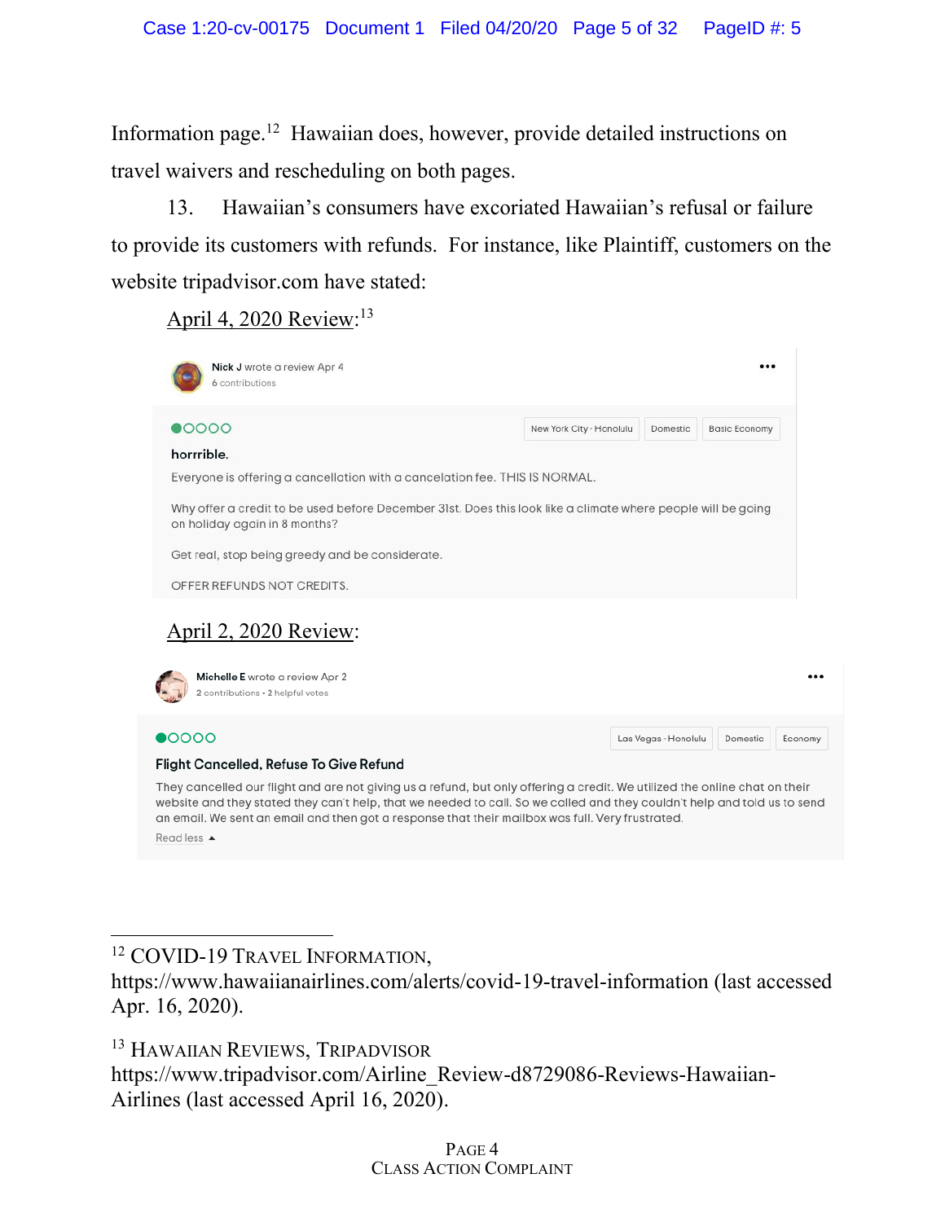Information page.[12] Hawaiian does, however, provide detailed instructions on travel waivers and rescheduling on both pages.

13. Hawaiian's consumers have excoriated Hawaiian's refusal or failure to provide its customers with refunds. For instance, like Plaintiff, customers on the website tripadvisor.com have stated:

<u>April 4, 2020 Review</u>:[13]

Nick J wrote a review Apr 4
6 contributions

New York City - Honolulu | Domestic | Basic Economy

**horrrible.**

Everyone is offering a cancellation with a cancelation fee. THIS IS NORMAL.

Why offer a credit to be used before December 31st. Does this look like a climate where people will be going on holiday again in 8 months?

Get real, stop being greedy and be considerate.

OFFER REFUNDS NOT CREDITS.

<u>April 2, 2020 Review</u>:

Michelle E wrote a review Apr 2
2 contributions • 2 helpful votes

Las Vegas - Honolulu | Domestic | Economy

**Flight Cancelled, Refuse To Give Refund**

They cancelled our flight and are not giving us a refund, but only offering a credit. We utilized the online chat on their website and they stated they can't help, that we needed to call. So we called and they couldn't help and told us to send an email. We sent an email and then got a response that their mailbox was full. Very frustrated.

Read less

---

[12] COVID-19 TRAVEL INFORMATION, https://www.hawaiianairlines.com/alerts/covid-19-travel-information (last accessed Apr. 16, 2020).

[13] HAWAIIAN REVIEWS, TRIPADVISOR https://www.tripadvisor.com/Airline_Review-d8729086-Reviews-Hawaiian-Airlines (last accessed April 16, 2020).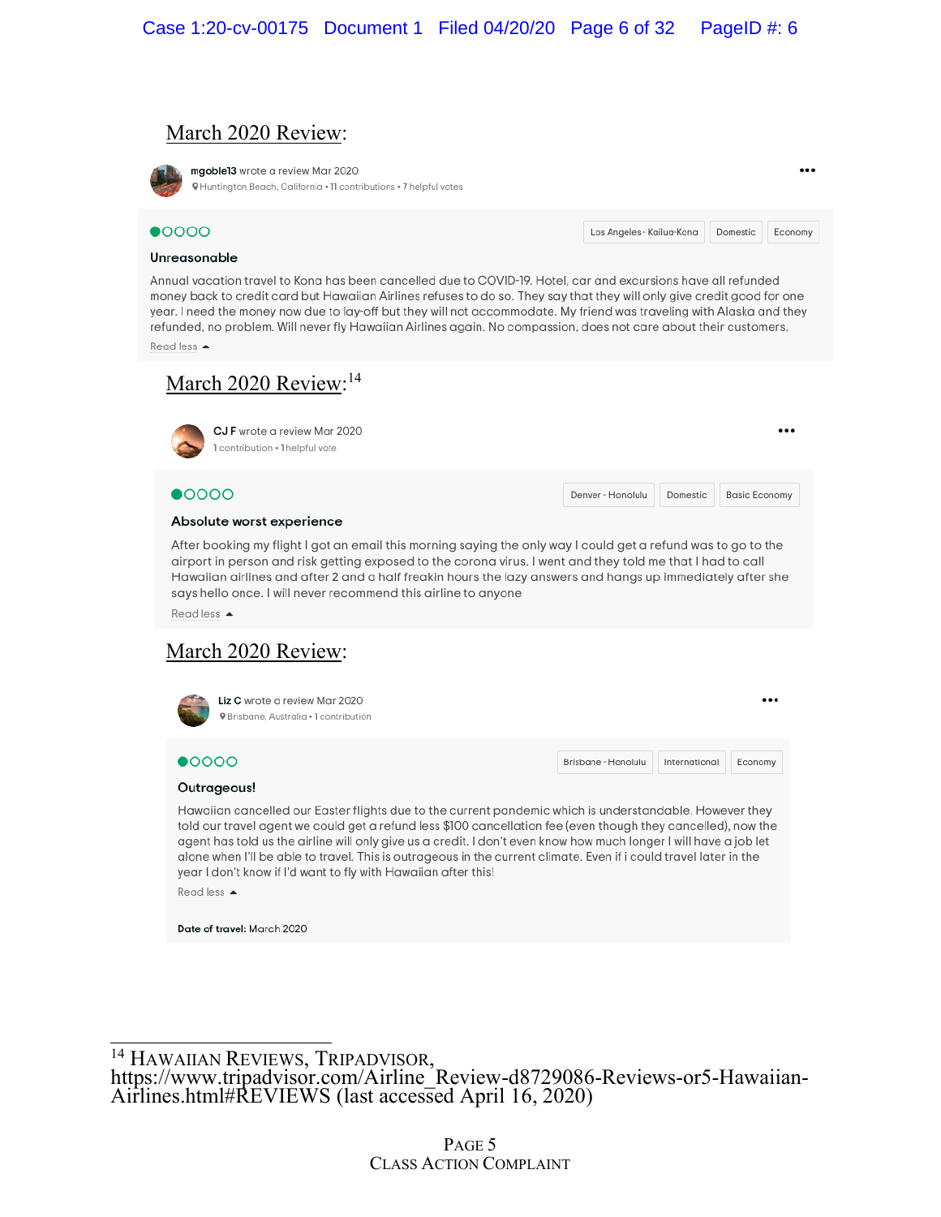<u>March 2020 Review</u>:

**mgoble13** wrote a review Mar 2020
Huntington Beach, California • 11 contributions • 7 helpful votes

●○○○○ | Los Angeles - Kailua-Kona | Domestic | Economy

**Unreasonable**

Annual vacation travel to Kona has been cancelled due to COVID-19. Hotel, car and excursions have all refunded money back to credit card but Hawaiian Airlines refuses to do so. They say that they will only give credit good for one year. I need the money now due to lay-off but they will not accommodate. My friend was traveling with Alaska and they refunded, no problem. Will never fly Hawaiian Airlines again. No compassion, does not care about their customers.

Read less

<u>March 2020 Review</u>:[14]

**CJ F** wrote a review Mar 2020
1 contribution • 1 helpful vote

●○○○○ | Denver - Honolulu | Domestic | Basic Economy

**Absolute worst experience**

After booking my flight I got an email this morning saying the only way I could get a refund was to go to the airport in person and risk getting exposed to the corona virus. I went and they told me that I had to call Hawaiian airlines and after 2 and a half freakin hours the lazy answers and hangs up immediately after she says hello once. I will never recommend this airline to anyone

Read less

<u>March 2020 Review</u>:

**Liz C** wrote a review Mar 2020
Brisbane, Australia • 1 contribution

●○○○○ | Brisbane - Honolulu | International | Economy

**Outrageous!**

Hawaiian cancelled our Easter flights due to the current pandemic which is understandable. However they told our travel agent we could get a refund less $100 cancellation fee (even though they cancelled), now the agent has told us the airline will only give us a credit. I don't even know how much longer I will have a job let alone when I'll be able to travel. This is outrageous in the current climate. Even if i could travel later in the year I don't know if I'd want to fly with Hawaiian after this!

Read less

**Date of travel:** March 2020

---

[14] HAWAIIAN REVIEWS, TRIPADVISOR, https://www.tripadvisor.com/Airline_Review-d8729086-Reviews-or5-Hawaiian-Airlines.html#REVIEWS (last accessed April 16, 2020)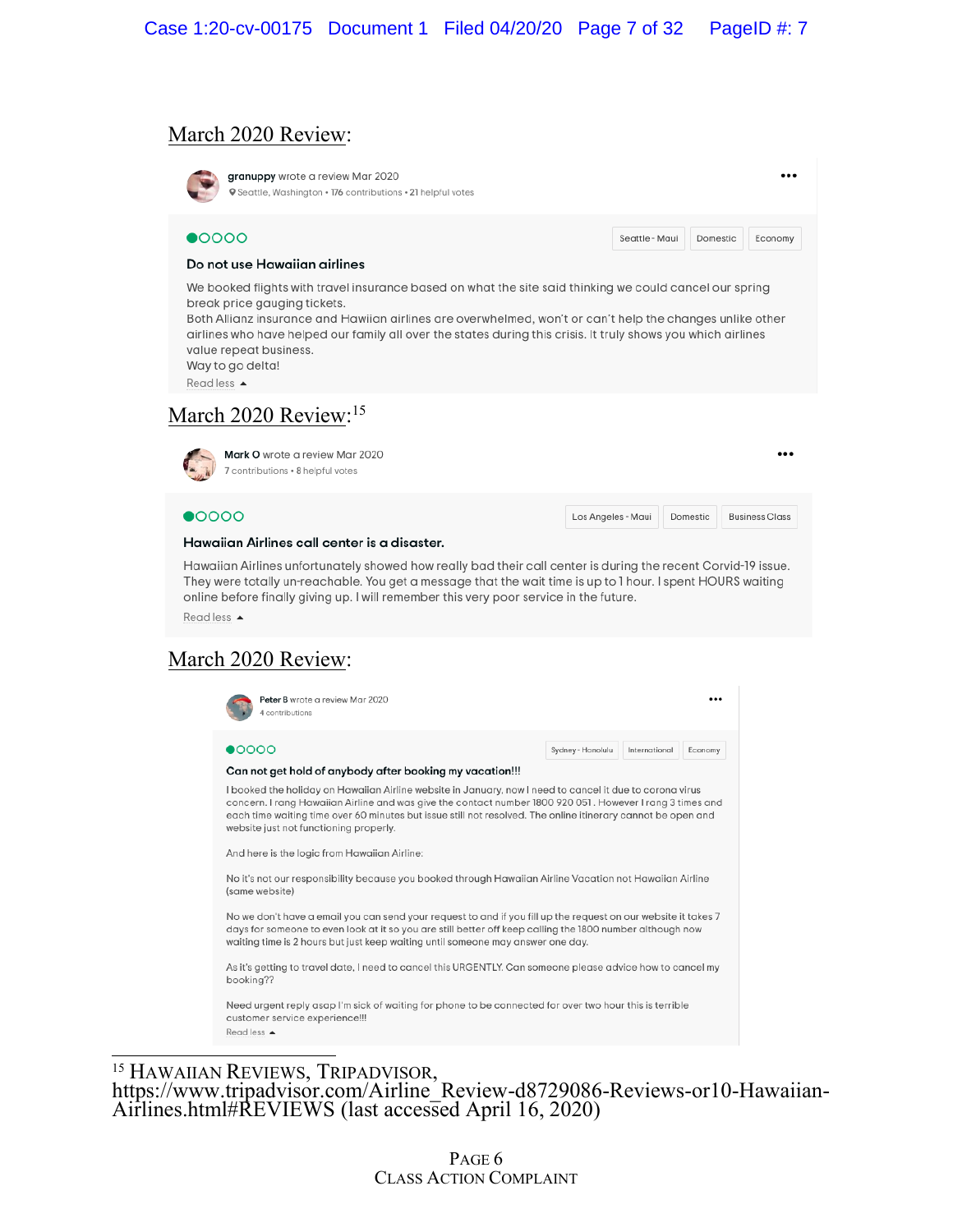March 2020 Review:

**granuppy** wrote a review Mar 2020
Seattle, Washington • 176 contributions • 21 helpful votes

Seattle - Maui | Domestic | Economy

**Do not use Hawaiian airlines**

We booked flights with travel insurance based on what the site said thinking we could cancel our spring break price gauging tickets.
Both Allianz insurance and Hawiian airlines are overwhelmed, won't or can't help the changes unlike other airlines who have helped our family all over the states during this crisis. It truly shows you which airlines value repeat business.
Way to go delta!

Read less

March 2020 Review:[15]

**Mark O** wrote a review Mar 2020
7 contributions • 8 helpful votes

Los Angeles - Maui | Domestic | Business Class

**Hawaiian Airlines call center is a disaster.**

Hawaiian Airlines unfortunately showed how really bad their call center is during the recent Corvid-19 issue. They were totally un-reachable. You get a message that the wait time is up to 1 hour. I spent HOURS waiting online before finally giving up. I will remember this very poor service in the future.

Read less

March 2020 Review:

**Peter B** wrote a review Mar 2020
4 contributions

Sydney - Honolulu | International | Economy

**Can not get hold of anybody after booking my vacation!!!**

I booked the holiday on Hawaiian Airline website in January, now I need to cancel it due to corona virus concern. I rang Hawaiian Airline and was give the contact number 1800 920 051 . However I rang 3 times and each time waiting time over 60 minutes but issue still not resolved. The online itinerary cannot be open and website just not functioning properly.

And here is the logic from Hawaiian Airline:

No it's not our responsibility because you booked through Hawaiian Airline Vacation not Hawaiian Airline (same website)

No we don't have a email you can send your request to and if you fill up the request on our website it takes 7 days for someone to even look at it so you are still better off keep calling the 1800 number although now waiting time is 2 hours but just keep waiting until someone may answer one day.

As it's getting to travel date, I need to cancel this URGENTLY. Can someone please advice how to cancel my booking??

Need urgent reply asap I'm sick of waiting for phone to be connected for over two hour this is terrible customer service experience!!!

Read less

---

[15] HAWAIIAN REVIEWS, TRIPADVISOR, https://www.tripadvisor.com/Airline_Review-d8729086-Reviews-or10-Hawaiian-Airlines.html#REVIEWS (last accessed April 16, 2020)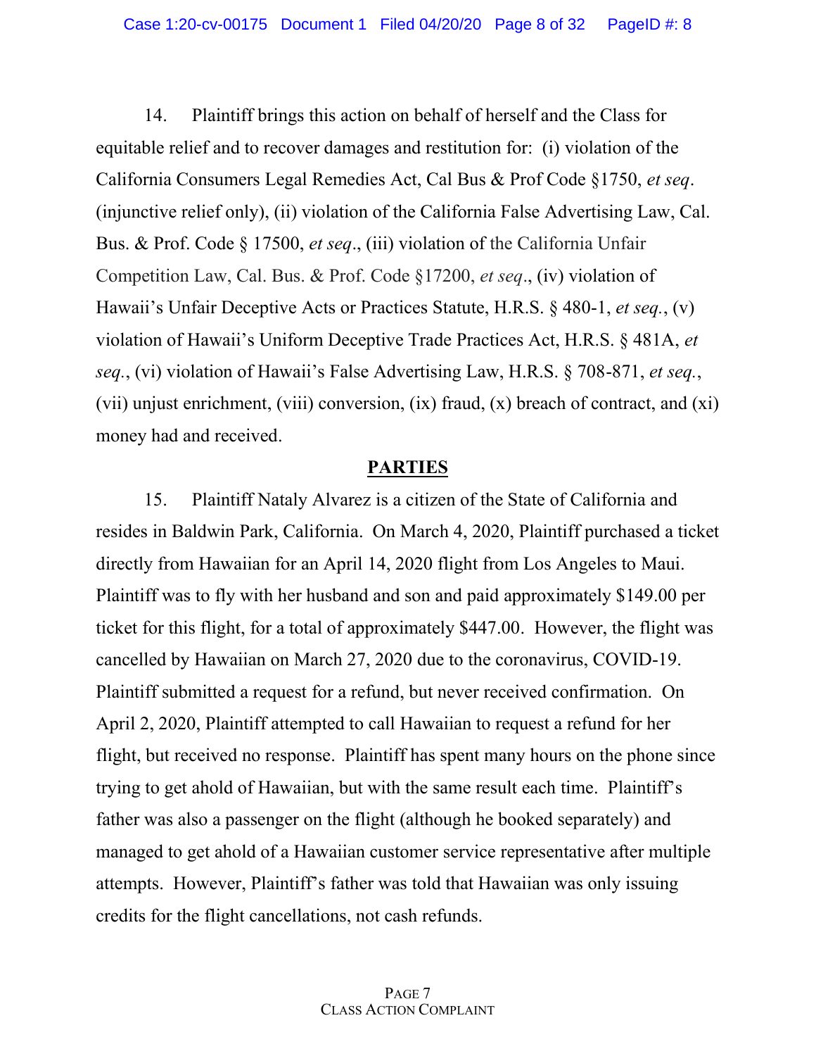14. Plaintiff brings this action on behalf of herself and the Class for equitable relief and to recover damages and restitution for: (i) violation of the California Consumers Legal Remedies Act, Cal Bus & Prof Code §1750, *et seq*. (injunctive relief only), (ii) violation of the California False Advertising Law, Cal. Bus. & Prof. Code § 17500, *et seq*., (iii) violation of the California Unfair Competition Law, Cal. Bus. & Prof. Code §17200, *et seq*., (iv) violation of Hawaii's Unfair Deceptive Acts or Practices Statute, H.R.S. § 480-1, *et seq.*, (v) violation of Hawaii's Uniform Deceptive Trade Practices Act, H.R.S. § 481A, *et seq.*, (vi) violation of Hawaii's False Advertising Law, H.R.S. § 708-871, *et seq.*, (vii) unjust enrichment, (viii) conversion, (ix) fraud, (x) breach of contract, and (xi) money had and received.

## PARTIES

15. Plaintiff Nataly Alvarez is a citizen of the State of California and resides in Baldwin Park, California. On March 4, 2020, Plaintiff purchased a ticket directly from Hawaiian for an April 14, 2020 flight from Los Angeles to Maui. Plaintiff was to fly with her husband and son and paid approximately $149.00 per ticket for this flight, for a total of approximately $447.00. However, the flight was cancelled by Hawaiian on March 27, 2020 due to the coronavirus, COVID-19. Plaintiff submitted a request for a refund, but never received confirmation. On April 2, 2020, Plaintiff attempted to call Hawaiian to request a refund for her flight, but received no response. Plaintiff has spent many hours on the phone since trying to get ahold of Hawaiian, but with the same result each time. Plaintiff's father was also a passenger on the flight (although he booked separately) and managed to get ahold of a Hawaiian customer service representative after multiple attempts. However, Plaintiff's father was told that Hawaiian was only issuing credits for the flight cancellations, not cash refunds.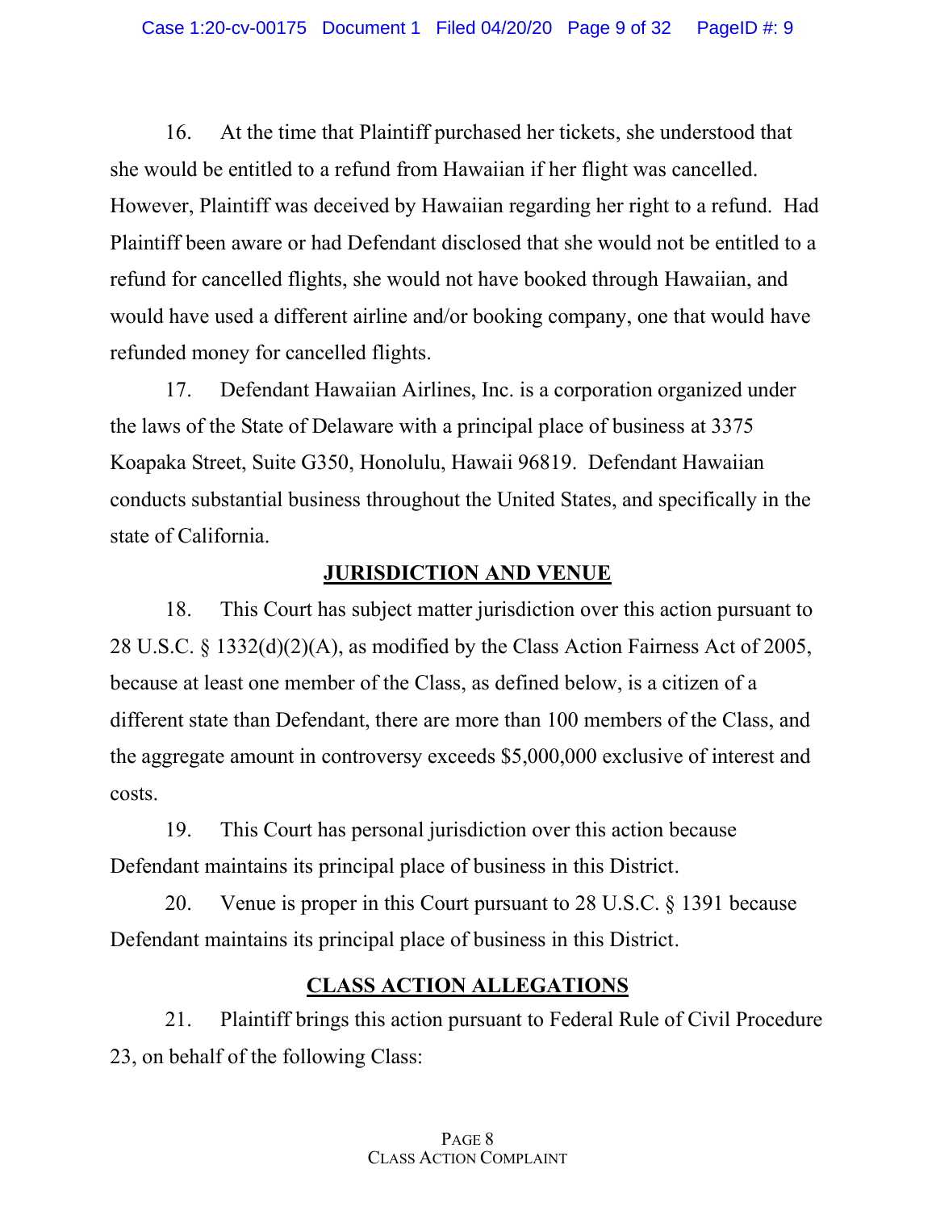16. At the time that Plaintiff purchased her tickets, she understood that she would be entitled to a refund from Hawaiian if her flight was cancelled. However, Plaintiff was deceived by Hawaiian regarding her right to a refund. Had Plaintiff been aware or had Defendant disclosed that she would not be entitled to a refund for cancelled flights, she would not have booked through Hawaiian, and would have used a different airline and/or booking company, one that would have refunded money for cancelled flights.

17. Defendant Hawaiian Airlines, Inc. is a corporation organized under the laws of the State of Delaware with a principal place of business at 3375 Koapaka Street, Suite G350, Honolulu, Hawaii 96819. Defendant Hawaiian conducts substantial business throughout the United States, and specifically in the state of California.

## JURISDICTION AND VENUE

18. This Court has subject matter jurisdiction over this action pursuant to 28 U.S.C. § 1332(d)(2)(A), as modified by the Class Action Fairness Act of 2005, because at least one member of the Class, as defined below, is a citizen of a different state than Defendant, there are more than 100 members of the Class, and the aggregate amount in controversy exceeds $5,000,000 exclusive of interest and costs.

19. This Court has personal jurisdiction over this action because Defendant maintains its principal place of business in this District.

20. Venue is proper in this Court pursuant to 28 U.S.C. § 1391 because Defendant maintains its principal place of business in this District.

## CLASS ACTION ALLEGATIONS

21. Plaintiff brings this action pursuant to Federal Rule of Civil Procedure 23, on behalf of the following Class: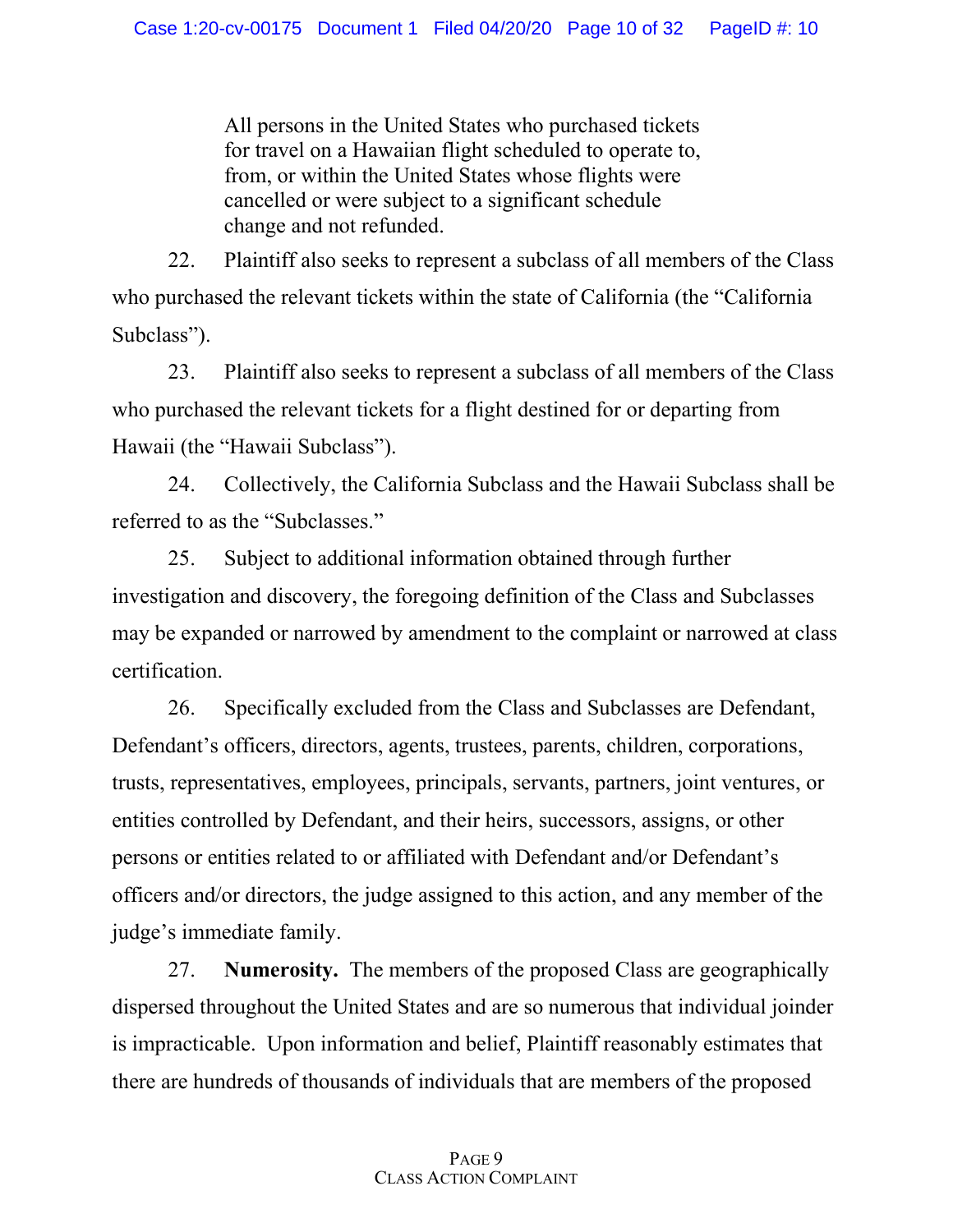> All persons in the United States who purchased tickets for travel on a Hawaiian flight scheduled to operate to, from, or within the United States whose flights were cancelled or were subject to a significant schedule change and not refunded.

22. Plaintiff also seeks to represent a subclass of all members of the Class who purchased the relevant tickets within the state of California (the "California Subclass").

23. Plaintiff also seeks to represent a subclass of all members of the Class who purchased the relevant tickets for a flight destined for or departing from Hawaii (the "Hawaii Subclass").

24. Collectively, the California Subclass and the Hawaii Subclass shall be referred to as the "Subclasses."

25. Subject to additional information obtained through further investigation and discovery, the foregoing definition of the Class and Subclasses may be expanded or narrowed by amendment to the complaint or narrowed at class certification.

26. Specifically excluded from the Class and Subclasses are Defendant, Defendant's officers, directors, agents, trustees, parents, children, corporations, trusts, representatives, employees, principals, servants, partners, joint ventures, or entities controlled by Defendant, and their heirs, successors, assigns, or other persons or entities related to or affiliated with Defendant and/or Defendant's officers and/or directors, the judge assigned to this action, and any member of the judge's immediate family.

27. **Numerosity.** The members of the proposed Class are geographically dispersed throughout the United States and are so numerous that individual joinder is impracticable. Upon information and belief, Plaintiff reasonably estimates that there are hundreds of thousands of individuals that are members of the proposed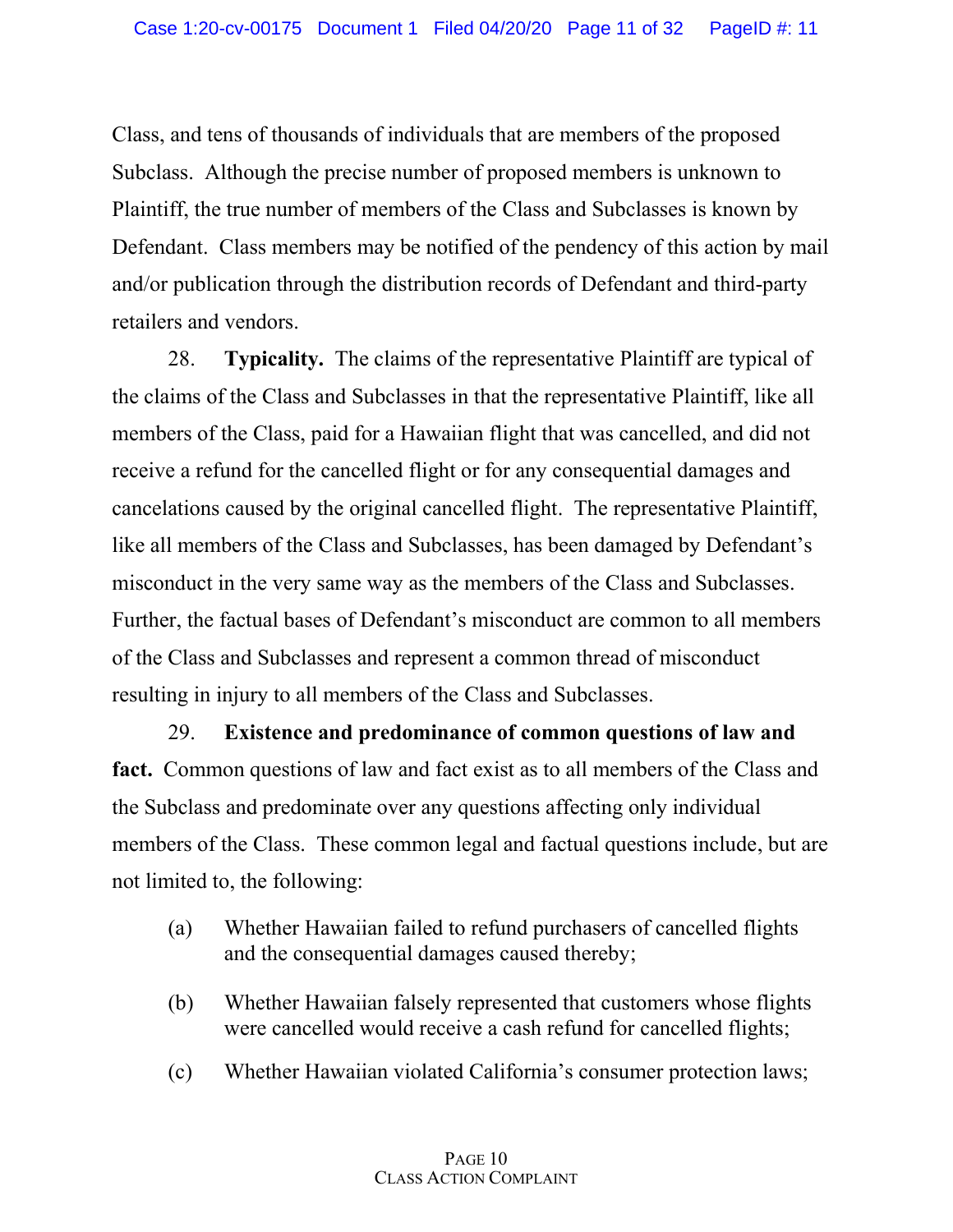Class, and tens of thousands of individuals that are members of the proposed Subclass. Although the precise number of proposed members is unknown to Plaintiff, the true number of members of the Class and Subclasses is known by Defendant. Class members may be notified of the pendency of this action by mail and/or publication through the distribution records of Defendant and third-party retailers and vendors.

28. **Typicality.** The claims of the representative Plaintiff are typical of the claims of the Class and Subclasses in that the representative Plaintiff, like all members of the Class, paid for a Hawaiian flight that was cancelled, and did not receive a refund for the cancelled flight or for any consequential damages and cancelations caused by the original cancelled flight. The representative Plaintiff, like all members of the Class and Subclasses, has been damaged by Defendant's misconduct in the very same way as the members of the Class and Subclasses. Further, the factual bases of Defendant's misconduct are common to all members of the Class and Subclasses and represent a common thread of misconduct resulting in injury to all members of the Class and Subclasses.

29. **Existence and predominance of common questions of law and fact.** Common questions of law and fact exist as to all members of the Class and the Subclass and predominate over any questions affecting only individual members of the Class. These common legal and factual questions include, but are not limited to, the following:

(a) Whether Hawaiian failed to refund purchasers of cancelled flights and the consequential damages caused thereby;

(b) Whether Hawaiian falsely represented that customers whose flights were cancelled would receive a cash refund for cancelled flights;

(c) Whether Hawaiian violated California's consumer protection laws;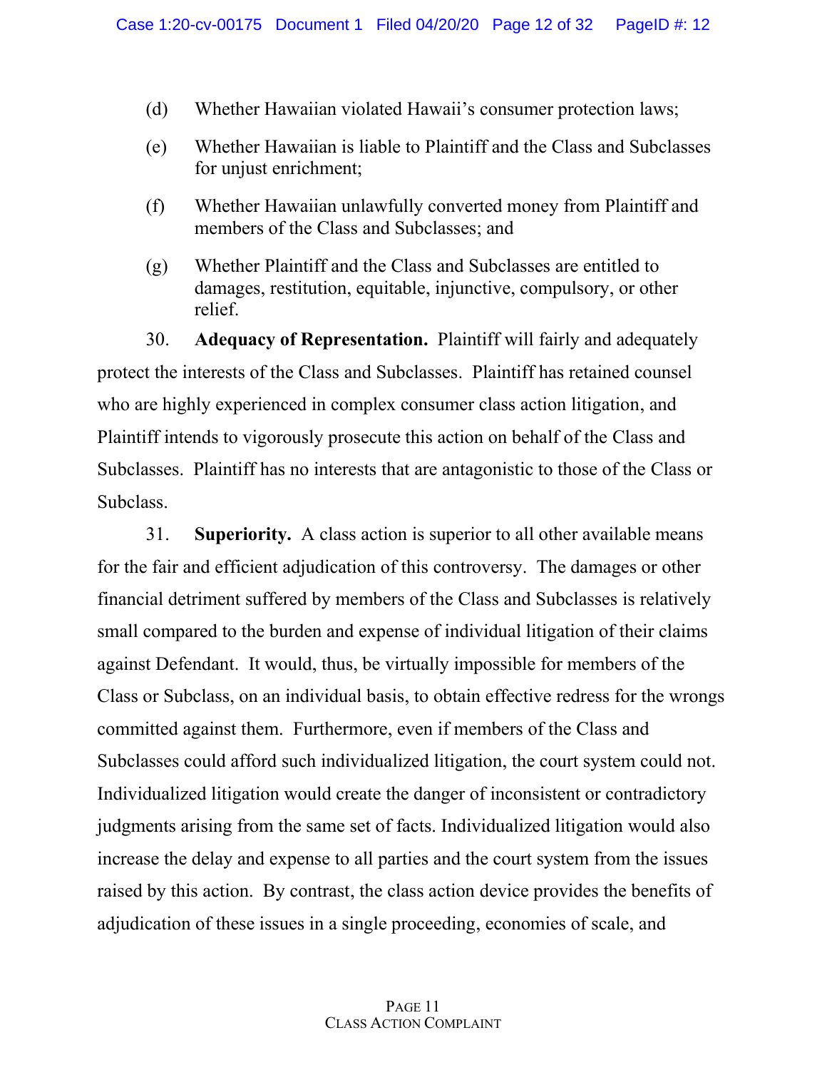(d) Whether Hawaiian violated Hawaii's consumer protection laws;

(e) Whether Hawaiian is liable to Plaintiff and the Class and Subclasses for unjust enrichment;

(f) Whether Hawaiian unlawfully converted money from Plaintiff and members of the Class and Subclasses; and

(g) Whether Plaintiff and the Class and Subclasses are entitled to damages, restitution, equitable, injunctive, compulsory, or other relief.

30. **Adequacy of Representation.** Plaintiff will fairly and adequately protect the interests of the Class and Subclasses. Plaintiff has retained counsel who are highly experienced in complex consumer class action litigation, and Plaintiff intends to vigorously prosecute this action on behalf of the Class and Subclasses. Plaintiff has no interests that are antagonistic to those of the Class or Subclass.

31. **Superiority.** A class action is superior to all other available means for the fair and efficient adjudication of this controversy. The damages or other financial detriment suffered by members of the Class and Subclasses is relatively small compared to the burden and expense of individual litigation of their claims against Defendant. It would, thus, be virtually impossible for members of the Class or Subclass, on an individual basis, to obtain effective redress for the wrongs committed against them. Furthermore, even if members of the Class and Subclasses could afford such individualized litigation, the court system could not. Individualized litigation would create the danger of inconsistent or contradictory judgments arising from the same set of facts. Individualized litigation would also increase the delay and expense to all parties and the court system from the issues raised by this action. By contrast, the class action device provides the benefits of adjudication of these issues in a single proceeding, economies of scale, and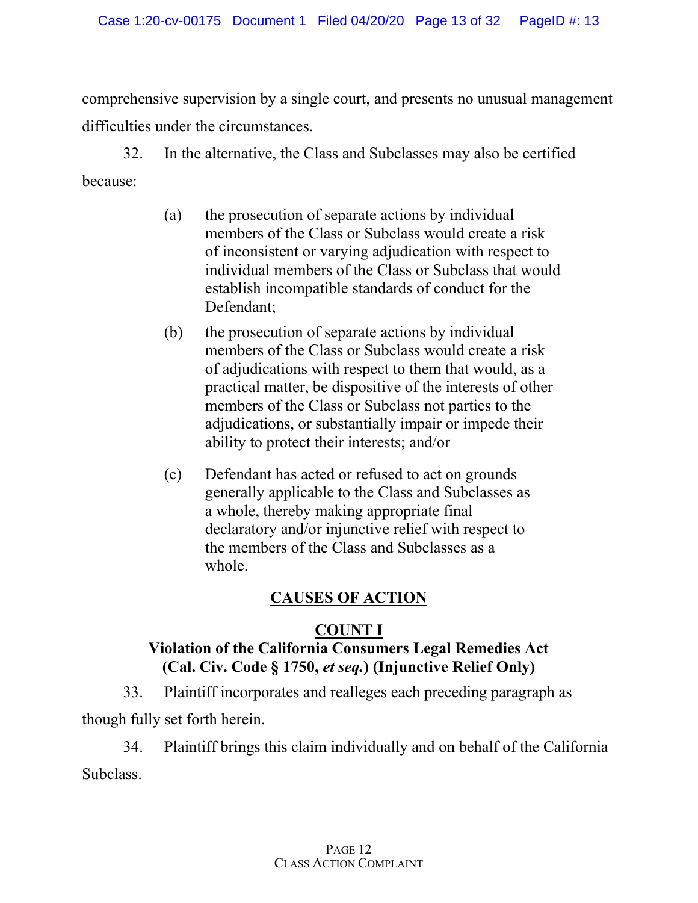comprehensive supervision by a single court, and presents no unusual management difficulties under the circumstances.

32. In the alternative, the Class and Subclasses may also be certified because:

> (a) the prosecution of separate actions by individual members of the Class or Subclass would create a risk of inconsistent or varying adjudication with respect to individual members of the Class or Subclass that would establish incompatible standards of conduct for the Defendant;
>
> (b) the prosecution of separate actions by individual members of the Class or Subclass would create a risk of adjudications with respect to them that would, as a practical matter, be dispositive of the interests of other members of the Class or Subclass not parties to the adjudications, or substantially impair or impede their ability to protect their interests; and/or
>
> (c) Defendant has acted or refused to act on grounds generally applicable to the Class and Subclasses as a whole, thereby making appropriate final declaratory and/or injunctive relief with respect to the members of the Class and Subclasses as a whole.

## CAUSES OF ACTION

### COUNT I
### Violation of the California Consumers Legal Remedies Act (Cal. Civ. Code § 1750, *et seq.*) (Injunctive Relief Only)

33. Plaintiff incorporates and realleges each preceding paragraph as though fully set forth herein.

34. Plaintiff brings this claim individually and on behalf of the California Subclass.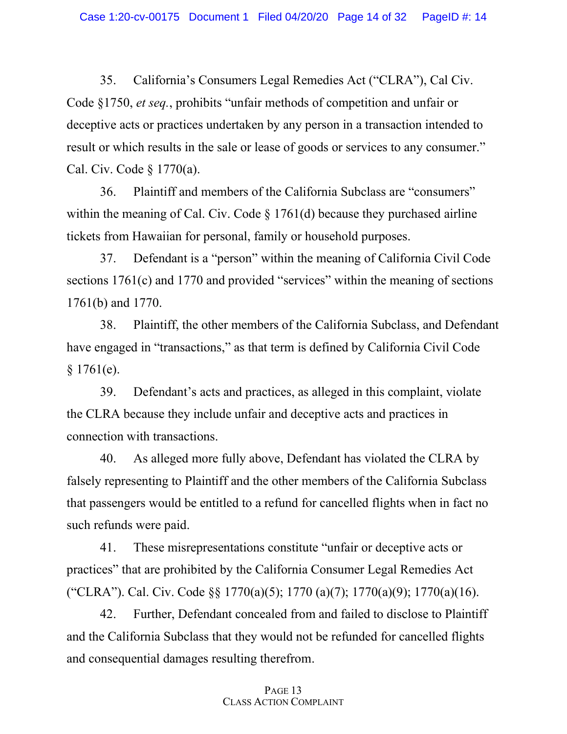35. California's Consumers Legal Remedies Act ("CLRA"), Cal Civ. Code §1750, *et seq.*, prohibits "unfair methods of competition and unfair or deceptive acts or practices undertaken by any person in a transaction intended to result or which results in the sale or lease of goods or services to any consumer." Cal. Civ. Code § 1770(a).

36. Plaintiff and members of the California Subclass are "consumers" within the meaning of Cal. Civ. Code § 1761(d) because they purchased airline tickets from Hawaiian for personal, family or household purposes.

37. Defendant is a "person" within the meaning of California Civil Code sections 1761(c) and 1770 and provided "services" within the meaning of sections 1761(b) and 1770.

38. Plaintiff, the other members of the California Subclass, and Defendant have engaged in "transactions," as that term is defined by California Civil Code § 1761(e).

39. Defendant's acts and practices, as alleged in this complaint, violate the CLRA because they include unfair and deceptive acts and practices in connection with transactions.

40. As alleged more fully above, Defendant has violated the CLRA by falsely representing to Plaintiff and the other members of the California Subclass that passengers would be entitled to a refund for cancelled flights when in fact no such refunds were paid.

41. These misrepresentations constitute "unfair or deceptive acts or practices" that are prohibited by the California Consumer Legal Remedies Act ("CLRA"). Cal. Civ. Code §§ 1770(a)(5); 1770 (a)(7); 1770(a)(9); 1770(a)(16).

42. Further, Defendant concealed from and failed to disclose to Plaintiff and the California Subclass that they would not be refunded for cancelled flights and consequential damages resulting therefrom.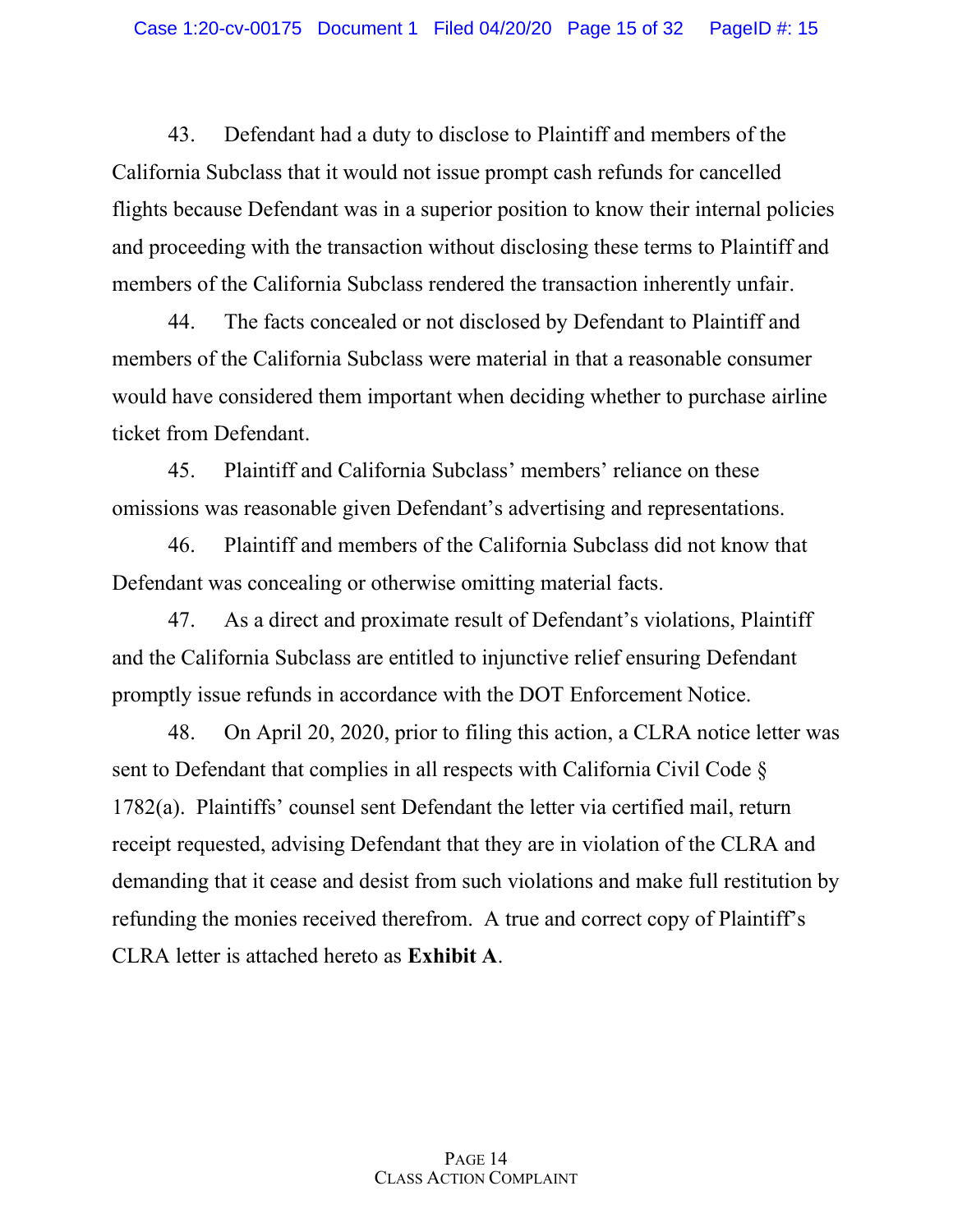43. Defendant had a duty to disclose to Plaintiff and members of the California Subclass that it would not issue prompt cash refunds for cancelled flights because Defendant was in a superior position to know their internal policies and proceeding with the transaction without disclosing these terms to Plaintiff and members of the California Subclass rendered the transaction inherently unfair.

44. The facts concealed or not disclosed by Defendant to Plaintiff and members of the California Subclass were material in that a reasonable consumer would have considered them important when deciding whether to purchase airline ticket from Defendant.

45. Plaintiff and California Subclass' members' reliance on these omissions was reasonable given Defendant's advertising and representations.

46. Plaintiff and members of the California Subclass did not know that Defendant was concealing or otherwise omitting material facts.

47. As a direct and proximate result of Defendant's violations, Plaintiff and the California Subclass are entitled to injunctive relief ensuring Defendant promptly issue refunds in accordance with the DOT Enforcement Notice.

48. On April 20, 2020, prior to filing this action, a CLRA notice letter was sent to Defendant that complies in all respects with California Civil Code § 1782(a). Plaintiffs' counsel sent Defendant the letter via certified mail, return receipt requested, advising Defendant that they are in violation of the CLRA and demanding that it cease and desist from such violations and make full restitution by refunding the monies received therefrom. A true and correct copy of Plaintiff's CLRA letter is attached hereto as **Exhibit A**.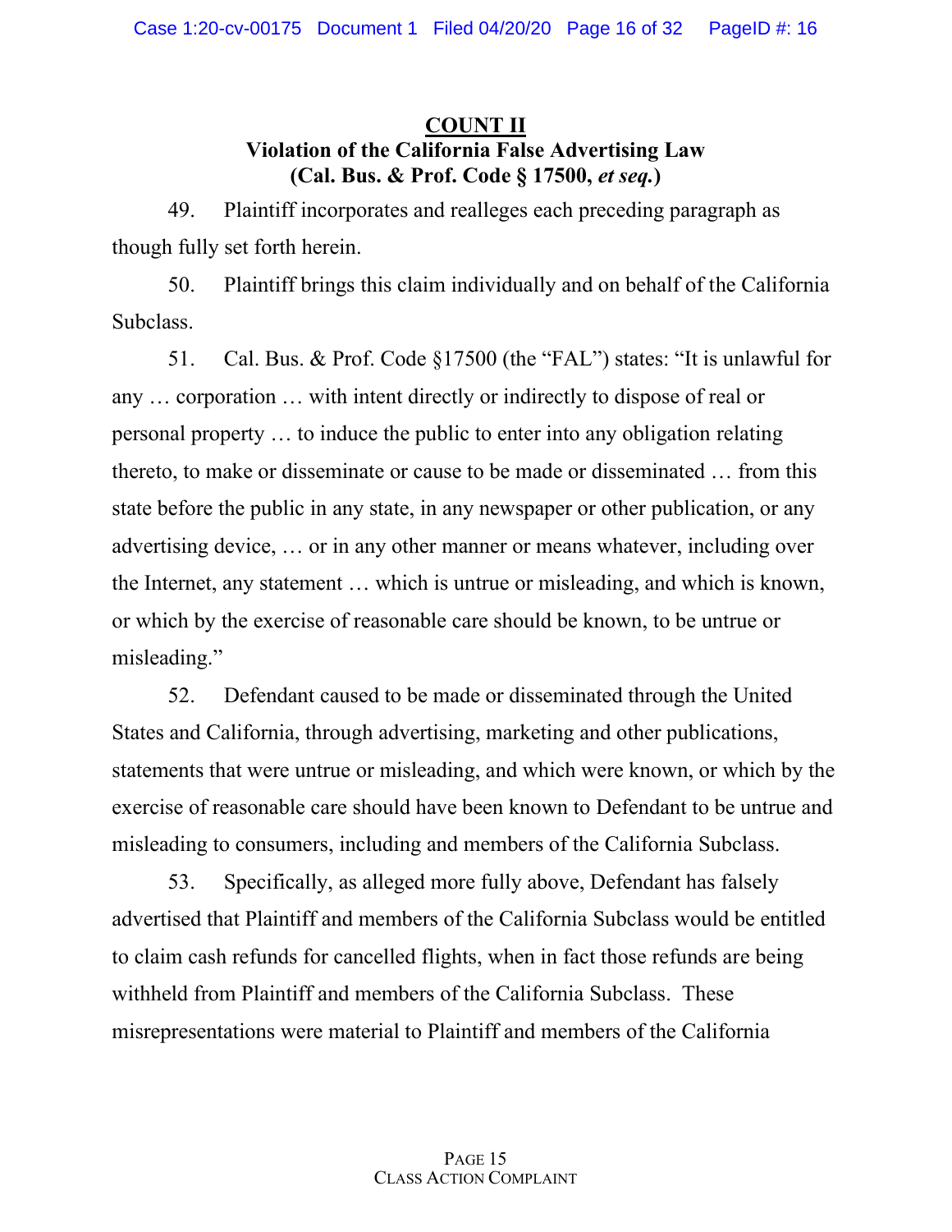## COUNT II

### Violation of the California False Advertising Law (Cal. Bus. & Prof. Code § 17500, *et seq.*)

49. Plaintiff incorporates and realleges each preceding paragraph as though fully set forth herein.

50. Plaintiff brings this claim individually and on behalf of the California Subclass.

51. Cal. Bus. & Prof. Code §17500 (the "FAL") states: "It is unlawful for any … corporation … with intent directly or indirectly to dispose of real or personal property … to induce the public to enter into any obligation relating thereto, to make or disseminate or cause to be made or disseminated … from this state before the public in any state, in any newspaper or other publication, or any advertising device, … or in any other manner or means whatever, including over the Internet, any statement … which is untrue or misleading, and which is known, or which by the exercise of reasonable care should be known, to be untrue or misleading."

52. Defendant caused to be made or disseminated through the United States and California, through advertising, marketing and other publications, statements that were untrue or misleading, and which were known, or which by the exercise of reasonable care should have been known to Defendant to be untrue and misleading to consumers, including and members of the California Subclass.

53. Specifically, as alleged more fully above, Defendant has falsely advertised that Plaintiff and members of the California Subclass would be entitled to claim cash refunds for cancelled flights, when in fact those refunds are being withheld from Plaintiff and members of the California Subclass. These misrepresentations were material to Plaintiff and members of the California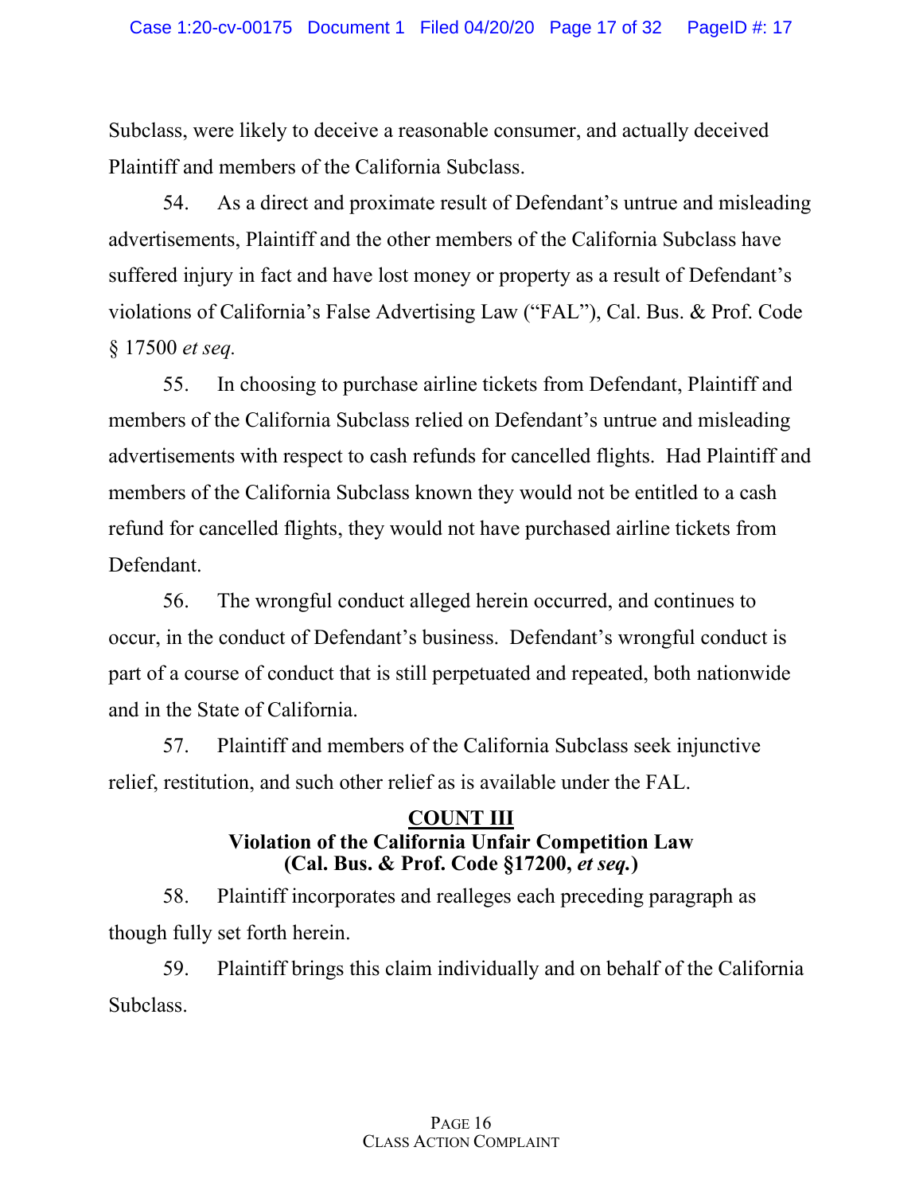Subclass, were likely to deceive a reasonable consumer, and actually deceived Plaintiff and members of the California Subclass.

54. As a direct and proximate result of Defendant's untrue and misleading advertisements, Plaintiff and the other members of the California Subclass have suffered injury in fact and have lost money or property as a result of Defendant's violations of California's False Advertising Law ("FAL"), Cal. Bus. & Prof. Code § 17500 *et seq.*

55. In choosing to purchase airline tickets from Defendant, Plaintiff and members of the California Subclass relied on Defendant's untrue and misleading advertisements with respect to cash refunds for cancelled flights. Had Plaintiff and members of the California Subclass known they would not be entitled to a cash refund for cancelled flights, they would not have purchased airline tickets from Defendant.

56. The wrongful conduct alleged herein occurred, and continues to occur, in the conduct of Defendant's business. Defendant's wrongful conduct is part of a course of conduct that is still perpetuated and repeated, both nationwide and in the State of California.

57. Plaintiff and members of the California Subclass seek injunctive relief, restitution, and such other relief as is available under the FAL.

## COUNT III
**Violation of the California Unfair Competition Law (Cal. Bus. & Prof. Code §17200, *et seq.*)**

58. Plaintiff incorporates and realleges each preceding paragraph as though fully set forth herein.

59. Plaintiff brings this claim individually and on behalf of the California Subclass.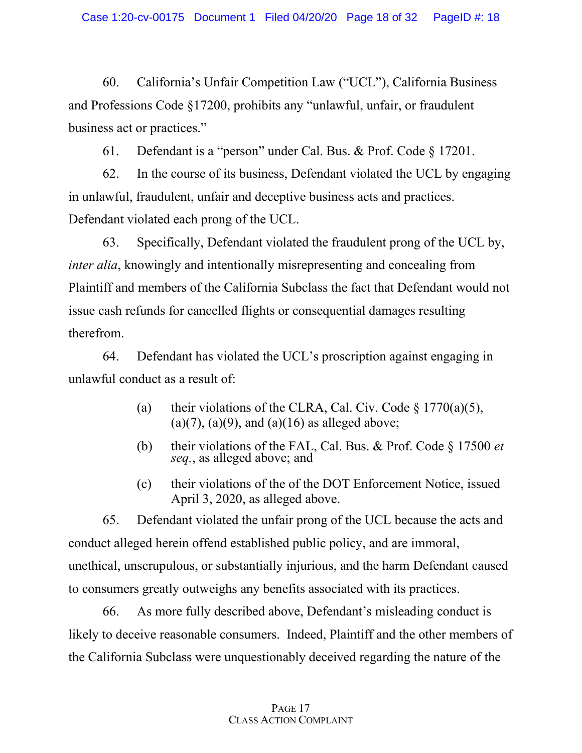60. California's Unfair Competition Law ("UCL"), California Business and Professions Code §17200, prohibits any "unlawful, unfair, or fraudulent business act or practices."

61. Defendant is a "person" under Cal. Bus. & Prof. Code § 17201.

62. In the course of its business, Defendant violated the UCL by engaging in unlawful, fraudulent, unfair and deceptive business acts and practices. Defendant violated each prong of the UCL.

63. Specifically, Defendant violated the fraudulent prong of the UCL by, *inter alia*, knowingly and intentionally misrepresenting and concealing from Plaintiff and members of the California Subclass the fact that Defendant would not issue cash refunds for cancelled flights or consequential damages resulting therefrom.

64. Defendant has violated the UCL's proscription against engaging in unlawful conduct as a result of:

> (a) their violations of the CLRA, Cal. Civ. Code § 1770(a)(5), (a)(7), (a)(9), and (a)(16) as alleged above;
>
> (b) their violations of the FAL, Cal. Bus. & Prof. Code § 17500 *et seq.*, as alleged above; and
>
> (c) their violations of the of the DOT Enforcement Notice, issued April 3, 2020, as alleged above.

65. Defendant violated the unfair prong of the UCL because the acts and conduct alleged herein offend established public policy, and are immoral, unethical, unscrupulous, or substantially injurious, and the harm Defendant caused to consumers greatly outweighs any benefits associated with its practices.

66. As more fully described above, Defendant's misleading conduct is likely to deceive reasonable consumers. Indeed, Plaintiff and the other members of the California Subclass were unquestionably deceived regarding the nature of the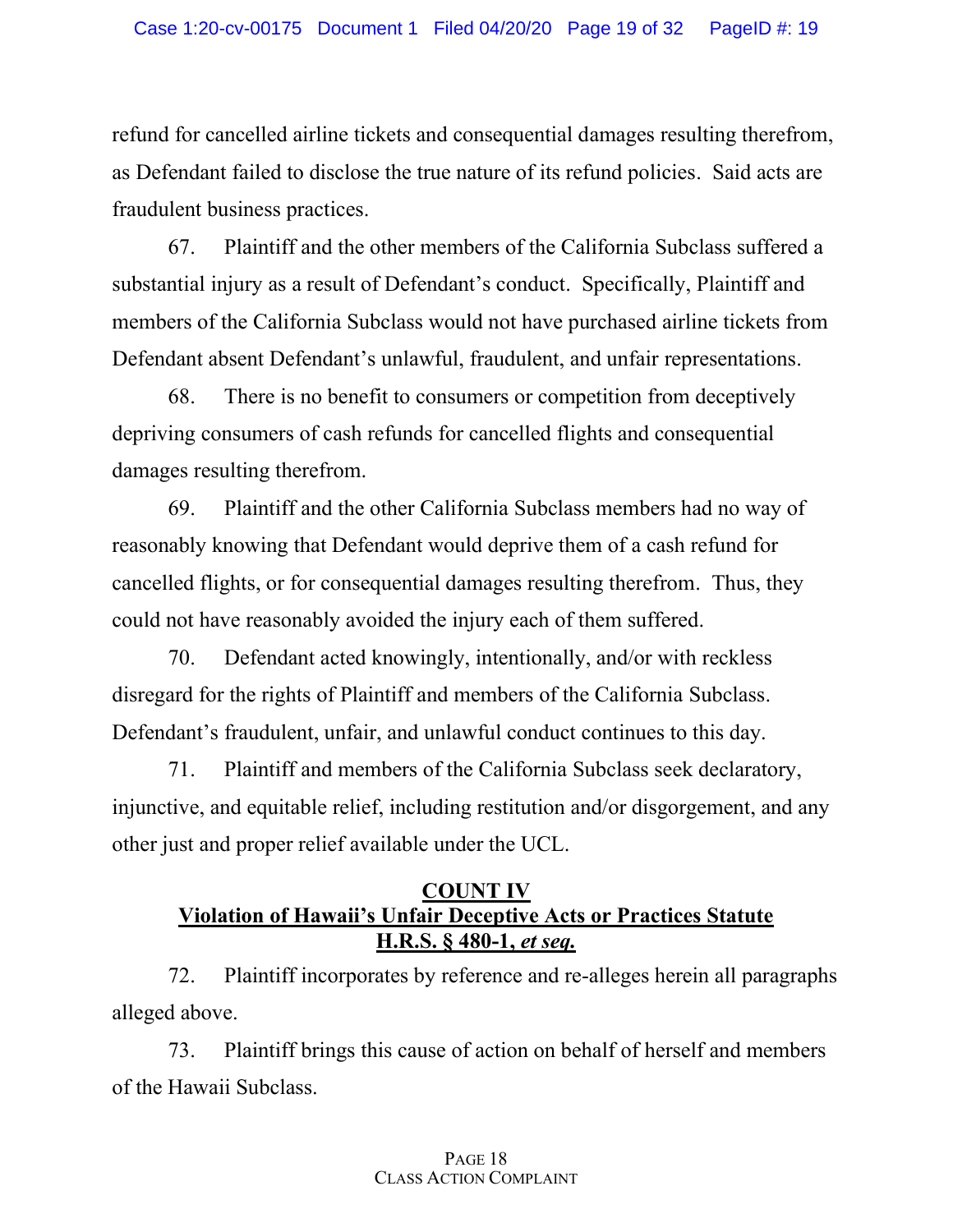refund for cancelled airline tickets and consequential damages resulting therefrom, as Defendant failed to disclose the true nature of its refund policies. Said acts are fraudulent business practices.

67. Plaintiff and the other members of the California Subclass suffered a substantial injury as a result of Defendant's conduct. Specifically, Plaintiff and members of the California Subclass would not have purchased airline tickets from Defendant absent Defendant's unlawful, fraudulent, and unfair representations.

68. There is no benefit to consumers or competition from deceptively depriving consumers of cash refunds for cancelled flights and consequential damages resulting therefrom.

69. Plaintiff and the other California Subclass members had no way of reasonably knowing that Defendant would deprive them of a cash refund for cancelled flights, or for consequential damages resulting therefrom. Thus, they could not have reasonably avoided the injury each of them suffered.

70. Defendant acted knowingly, intentionally, and/or with reckless disregard for the rights of Plaintiff and members of the California Subclass. Defendant's fraudulent, unfair, and unlawful conduct continues to this day.

71. Plaintiff and members of the California Subclass seek declaratory, injunctive, and equitable relief, including restitution and/or disgorgement, and any other just and proper relief available under the UCL.

## COUNT IV
## Violation of Hawaii's Unfair Deceptive Acts or Practices Statute H.R.S. § 480-1, *et seq.*

72. Plaintiff incorporates by reference and re-alleges herein all paragraphs alleged above.

73. Plaintiff brings this cause of action on behalf of herself and members of the Hawaii Subclass.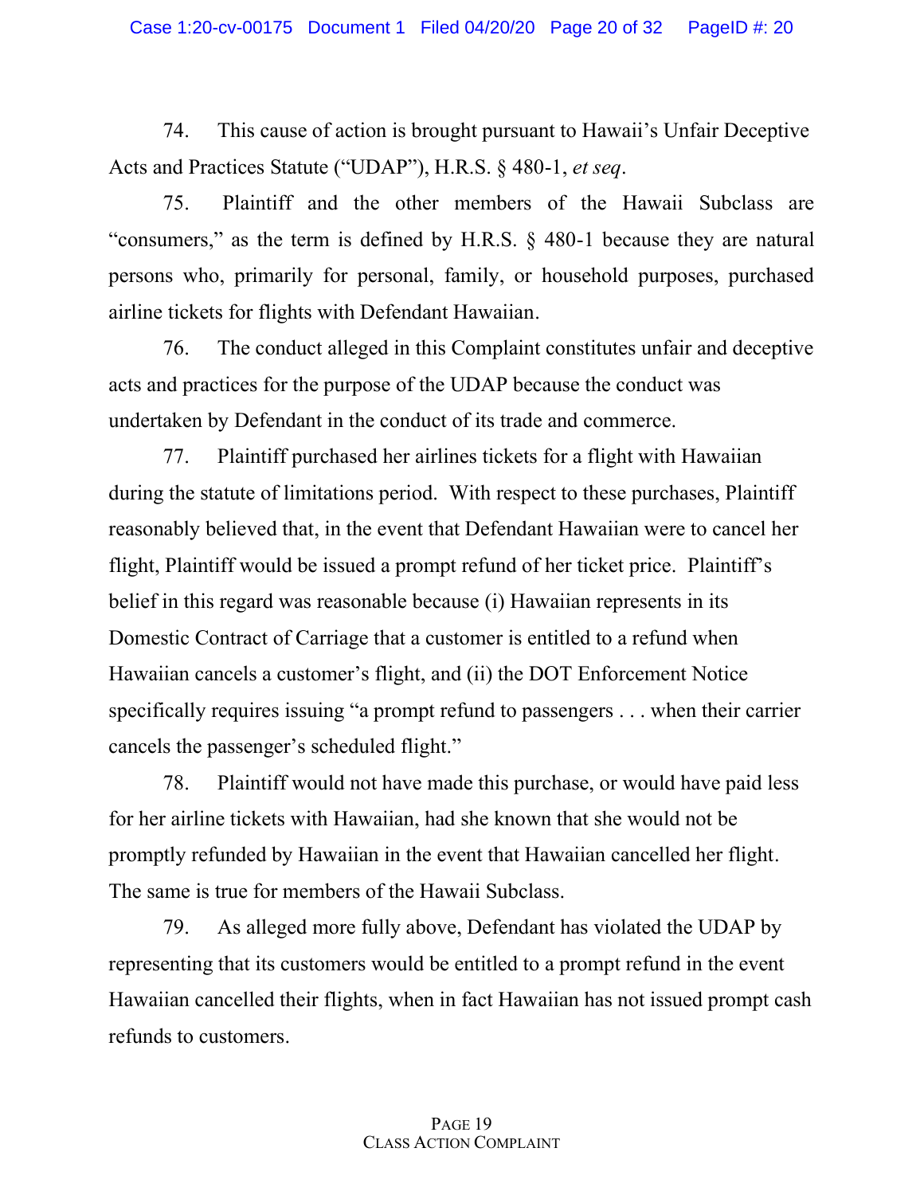74. This cause of action is brought pursuant to Hawaii's Unfair Deceptive Acts and Practices Statute ("UDAP"), H.R.S. § 480-1, *et seq*.

75. Plaintiff and the other members of the Hawaii Subclass are "consumers," as the term is defined by H.R.S. § 480-1 because they are natural persons who, primarily for personal, family, or household purposes, purchased airline tickets for flights with Defendant Hawaiian.

76. The conduct alleged in this Complaint constitutes unfair and deceptive acts and practices for the purpose of the UDAP because the conduct was undertaken by Defendant in the conduct of its trade and commerce.

77. Plaintiff purchased her airlines tickets for a flight with Hawaiian during the statute of limitations period. With respect to these purchases, Plaintiff reasonably believed that, in the event that Defendant Hawaiian were to cancel her flight, Plaintiff would be issued a prompt refund of her ticket price. Plaintiff's belief in this regard was reasonable because (i) Hawaiian represents in its Domestic Contract of Carriage that a customer is entitled to a refund when Hawaiian cancels a customer's flight, and (ii) the DOT Enforcement Notice specifically requires issuing "a prompt refund to passengers . . . when their carrier cancels the passenger's scheduled flight."

78. Plaintiff would not have made this purchase, or would have paid less for her airline tickets with Hawaiian, had she known that she would not be promptly refunded by Hawaiian in the event that Hawaiian cancelled her flight. The same is true for members of the Hawaii Subclass.

79. As alleged more fully above, Defendant has violated the UDAP by representing that its customers would be entitled to a prompt refund in the event Hawaiian cancelled their flights, when in fact Hawaiian has not issued prompt cash refunds to customers.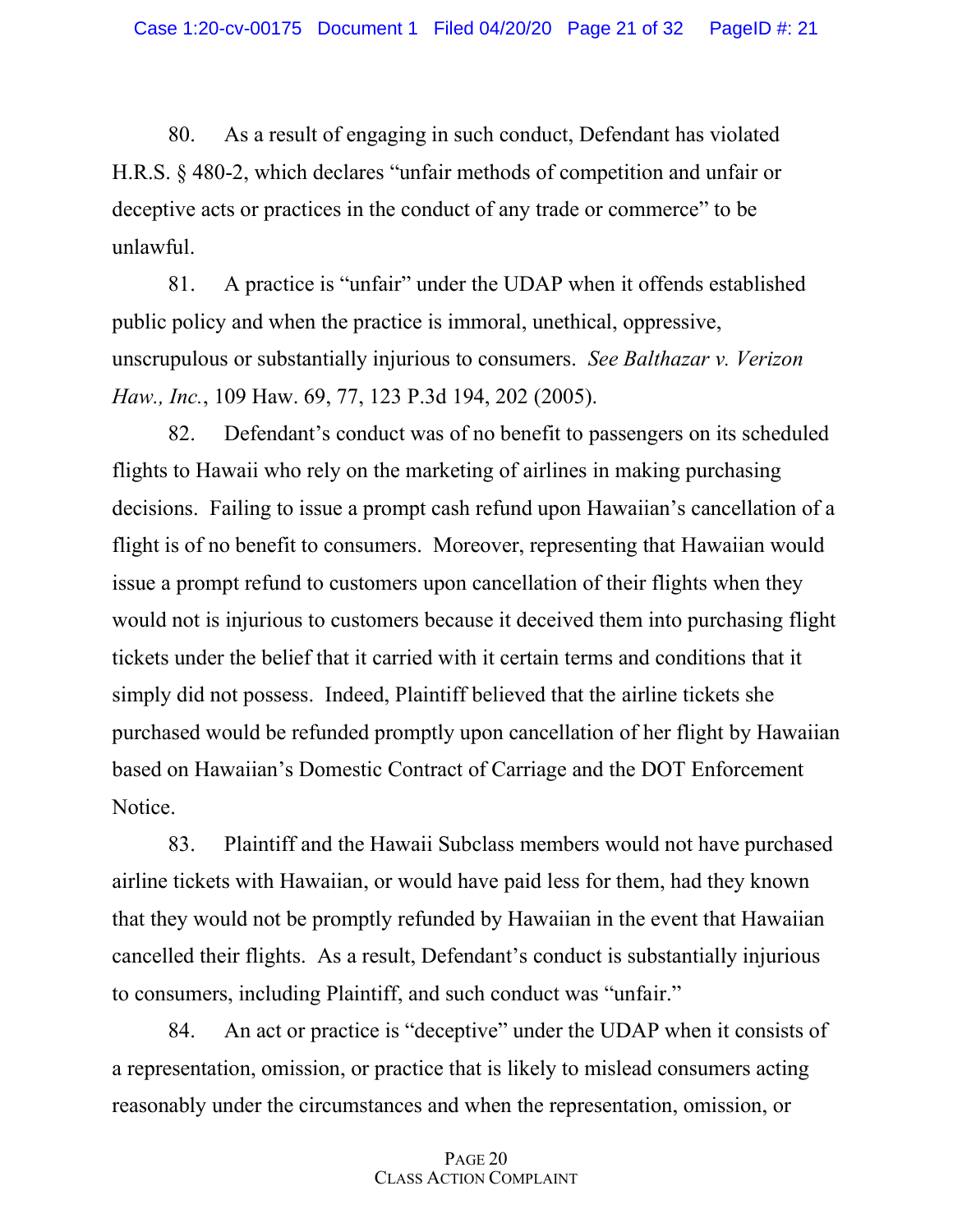80. As a result of engaging in such conduct, Defendant has violated H.R.S. § 480-2, which declares "unfair methods of competition and unfair or deceptive acts or practices in the conduct of any trade or commerce" to be unlawful.

81. A practice is "unfair" under the UDAP when it offends established public policy and when the practice is immoral, unethical, oppressive, unscrupulous or substantially injurious to consumers. *See Balthazar v. Verizon Haw., Inc.*, 109 Haw. 69, 77, 123 P.3d 194, 202 (2005).

82. Defendant's conduct was of no benefit to passengers on its scheduled flights to Hawaii who rely on the marketing of airlines in making purchasing decisions. Failing to issue a prompt cash refund upon Hawaiian's cancellation of a flight is of no benefit to consumers. Moreover, representing that Hawaiian would issue a prompt refund to customers upon cancellation of their flights when they would not is injurious to customers because it deceived them into purchasing flight tickets under the belief that it carried with it certain terms and conditions that it simply did not possess. Indeed, Plaintiff believed that the airline tickets she purchased would be refunded promptly upon cancellation of her flight by Hawaiian based on Hawaiian's Domestic Contract of Carriage and the DOT Enforcement Notice.

83. Plaintiff and the Hawaii Subclass members would not have purchased airline tickets with Hawaiian, or would have paid less for them, had they known that they would not be promptly refunded by Hawaiian in the event that Hawaiian cancelled their flights. As a result, Defendant's conduct is substantially injurious to consumers, including Plaintiff, and such conduct was "unfair."

84. An act or practice is "deceptive" under the UDAP when it consists of a representation, omission, or practice that is likely to mislead consumers acting reasonably under the circumstances and when the representation, omission, or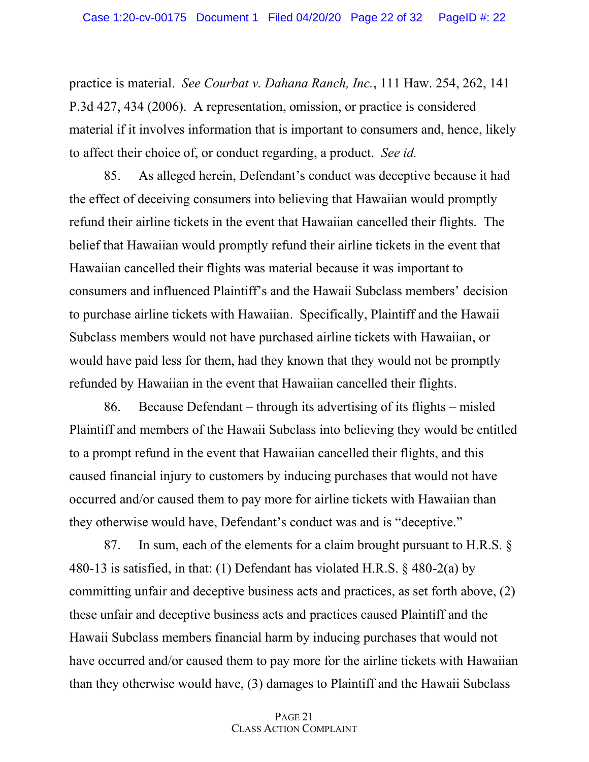practice is material. *See Courbat v. Dahana Ranch, Inc.*, 111 Haw. 254, 262, 141 P.3d 427, 434 (2006). A representation, omission, or practice is considered material if it involves information that is important to consumers and, hence, likely to affect their choice of, or conduct regarding, a product. *See id.*

85. As alleged herein, Defendant's conduct was deceptive because it had the effect of deceiving consumers into believing that Hawaiian would promptly refund their airline tickets in the event that Hawaiian cancelled their flights. The belief that Hawaiian would promptly refund their airline tickets in the event that Hawaiian cancelled their flights was material because it was important to consumers and influenced Plaintiff's and the Hawaii Subclass members' decision to purchase airline tickets with Hawaiian. Specifically, Plaintiff and the Hawaii Subclass members would not have purchased airline tickets with Hawaiian, or would have paid less for them, had they known that they would not be promptly refunded by Hawaiian in the event that Hawaiian cancelled their flights.

86. Because Defendant – through its advertising of its flights – misled Plaintiff and members of the Hawaii Subclass into believing they would be entitled to a prompt refund in the event that Hawaiian cancelled their flights, and this caused financial injury to customers by inducing purchases that would not have occurred and/or caused them to pay more for airline tickets with Hawaiian than they otherwise would have, Defendant's conduct was and is "deceptive."

87. In sum, each of the elements for a claim brought pursuant to H.R.S. § 480-13 is satisfied, in that: (1) Defendant has violated H.R.S. § 480-2(a) by committing unfair and deceptive business acts and practices, as set forth above, (2) these unfair and deceptive business acts and practices caused Plaintiff and the Hawaii Subclass members financial harm by inducing purchases that would not have occurred and/or caused them to pay more for the airline tickets with Hawaiian than they otherwise would have, (3) damages to Plaintiff and the Hawaii Subclass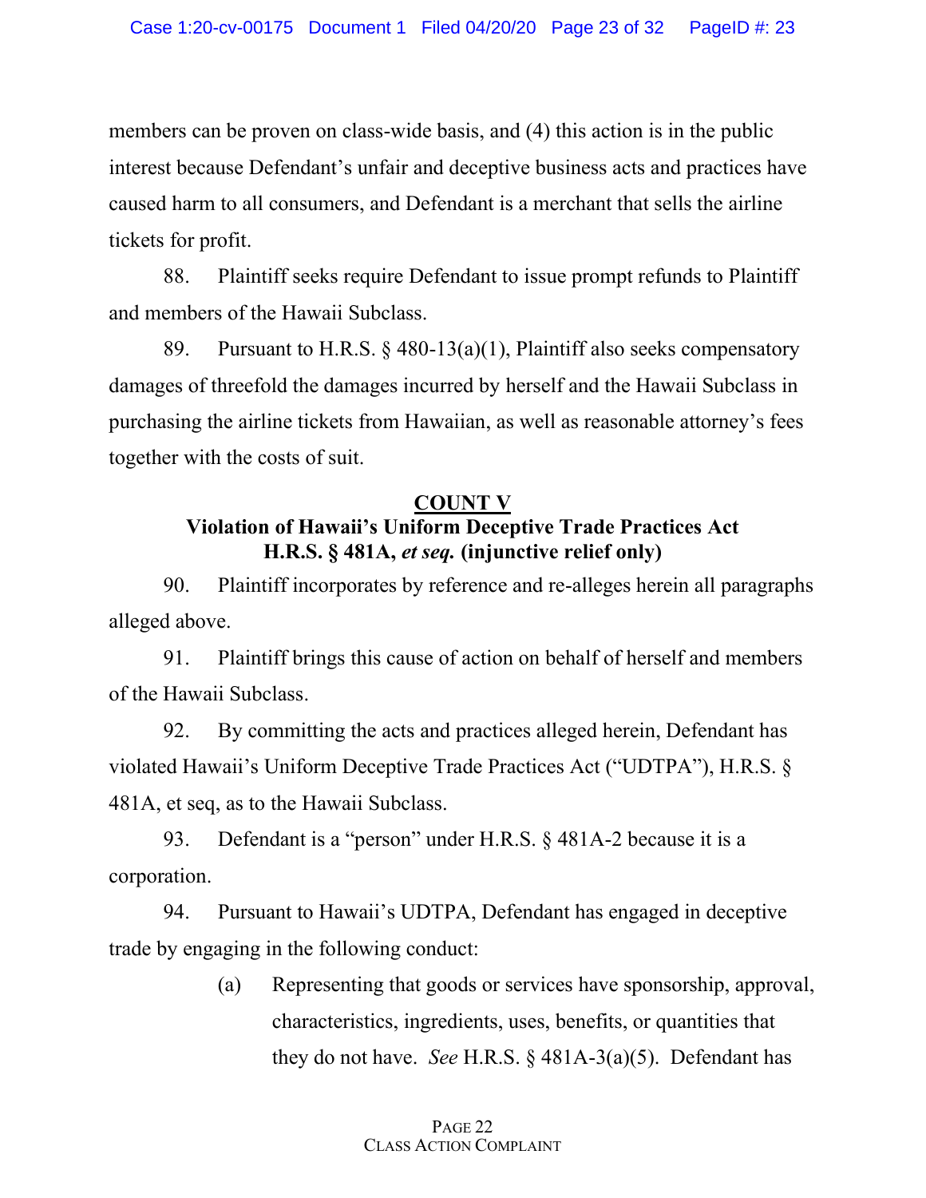members can be proven on class-wide basis, and (4) this action is in the public interest because Defendant's unfair and deceptive business acts and practices have caused harm to all consumers, and Defendant is a merchant that sells the airline tickets for profit.

88. Plaintiff seeks require Defendant to issue prompt refunds to Plaintiff and members of the Hawaii Subclass.

89. Pursuant to H.R.S. § 480-13(a)(1), Plaintiff also seeks compensatory damages of threefold the damages incurred by herself and the Hawaii Subclass in purchasing the airline tickets from Hawaiian, as well as reasonable attorney's fees together with the costs of suit.

## COUNT V

## Violation of Hawaii's Uniform Deceptive Trade Practices Act H.R.S. § 481A, *et seq.* (injunctive relief only)

90. Plaintiff incorporates by reference and re-alleges herein all paragraphs alleged above.

91. Plaintiff brings this cause of action on behalf of herself and members of the Hawaii Subclass.

92. By committing the acts and practices alleged herein, Defendant has violated Hawaii's Uniform Deceptive Trade Practices Act ("UDTPA"), H.R.S. § 481A, et seq, as to the Hawaii Subclass.

93. Defendant is a "person" under H.R.S. § 481A-2 because it is a corporation.

94. Pursuant to Hawaii's UDTPA, Defendant has engaged in deceptive trade by engaging in the following conduct:

(a) Representing that goods or services have sponsorship, approval, characteristics, ingredients, uses, benefits, or quantities that they do not have. *See* H.R.S. § 481A-3(a)(5). Defendant has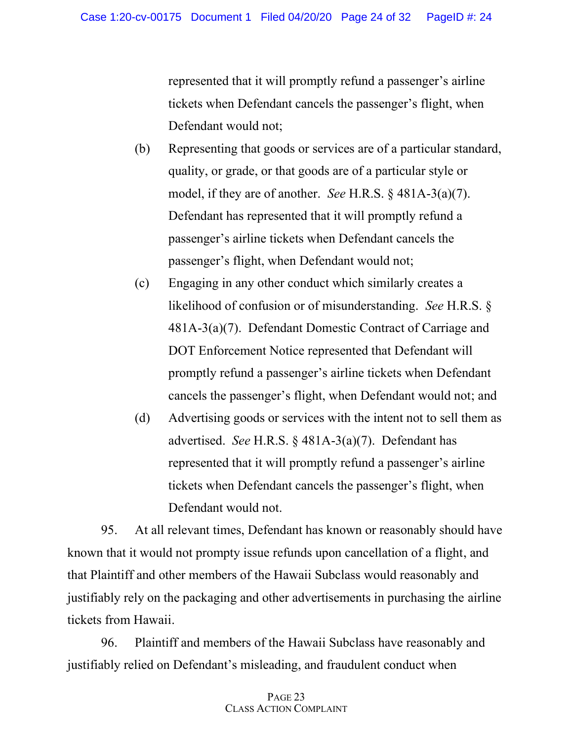represented that it will promptly refund a passenger's airline tickets when Defendant cancels the passenger's flight, when Defendant would not;

(b) Representing that goods or services are of a particular standard, quality, or grade, or that goods are of a particular style or model, if they are of another. *See* H.R.S. § 481A-3(a)(7). Defendant has represented that it will promptly refund a passenger's airline tickets when Defendant cancels the passenger's flight, when Defendant would not;

(c) Engaging in any other conduct which similarly creates a likelihood of confusion or of misunderstanding. *See* H.R.S. § 481A-3(a)(7). Defendant Domestic Contract of Carriage and DOT Enforcement Notice represented that Defendant will promptly refund a passenger's airline tickets when Defendant cancels the passenger's flight, when Defendant would not; and

(d) Advertising goods or services with the intent not to sell them as advertised. *See* H.R.S. § 481A-3(a)(7). Defendant has represented that it will promptly refund a passenger's airline tickets when Defendant cancels the passenger's flight, when Defendant would not.

95. At all relevant times, Defendant has known or reasonably should have known that it would not prompty issue refunds upon cancellation of a flight, and that Plaintiff and other members of the Hawaii Subclass would reasonably and justifiably rely on the packaging and other advertisements in purchasing the airline tickets from Hawaii.

96. Plaintiff and members of the Hawaii Subclass have reasonably and justifiably relied on Defendant's misleading, and fraudulent conduct when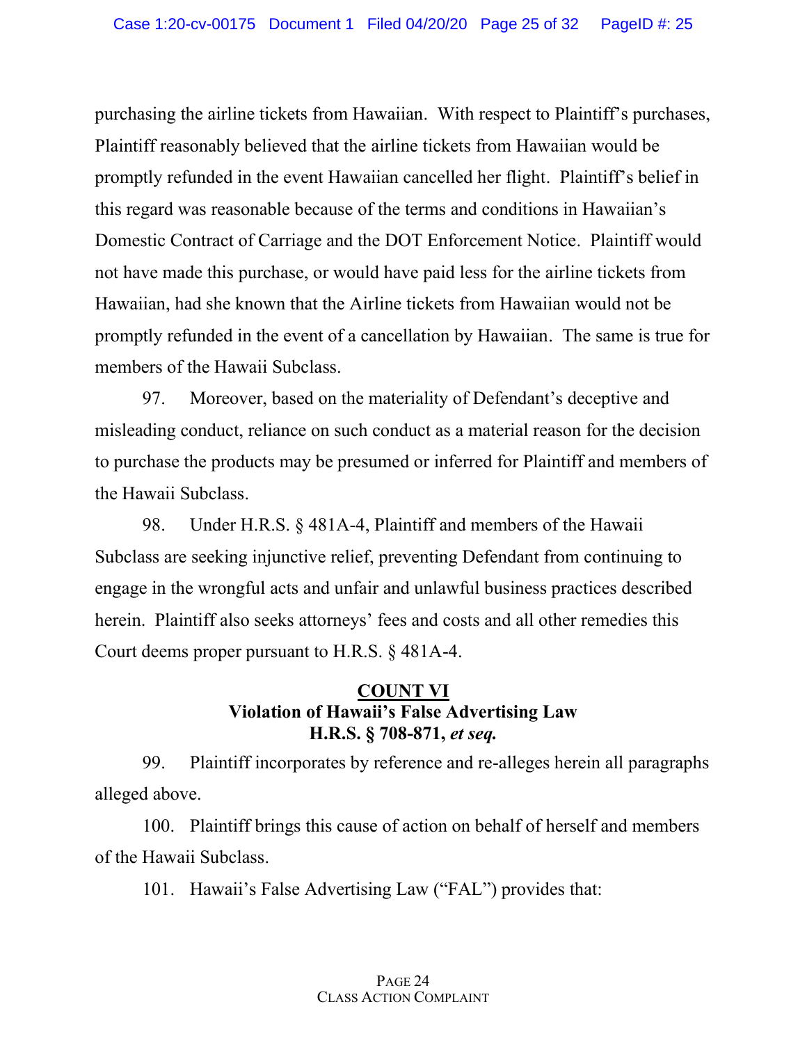purchasing the airline tickets from Hawaiian. With respect to Plaintiff's purchases, Plaintiff reasonably believed that the airline tickets from Hawaiian would be promptly refunded in the event Hawaiian cancelled her flight. Plaintiff's belief in this regard was reasonable because of the terms and conditions in Hawaiian's Domestic Contract of Carriage and the DOT Enforcement Notice. Plaintiff would not have made this purchase, or would have paid less for the airline tickets from Hawaiian, had she known that the Airline tickets from Hawaiian would not be promptly refunded in the event of a cancellation by Hawaiian. The same is true for members of the Hawaii Subclass.

97. Moreover, based on the materiality of Defendant's deceptive and misleading conduct, reliance on such conduct as a material reason for the decision to purchase the products may be presumed or inferred for Plaintiff and members of the Hawaii Subclass.

98. Under H.R.S. § 481A-4, Plaintiff and members of the Hawaii Subclass are seeking injunctive relief, preventing Defendant from continuing to engage in the wrongful acts and unfair and unlawful business practices described herein. Plaintiff also seeks attorneys' fees and costs and all other remedies this Court deems proper pursuant to H.R.S. § 481A-4.

## <u>COUNT VI</u>
## Violation of Hawaii's False Advertising Law
## H.R.S. § 708-871, *et seq.*

99. Plaintiff incorporates by reference and re-alleges herein all paragraphs alleged above.

100. Plaintiff brings this cause of action on behalf of herself and members of the Hawaii Subclass.

101. Hawaii's False Advertising Law ("FAL") provides that: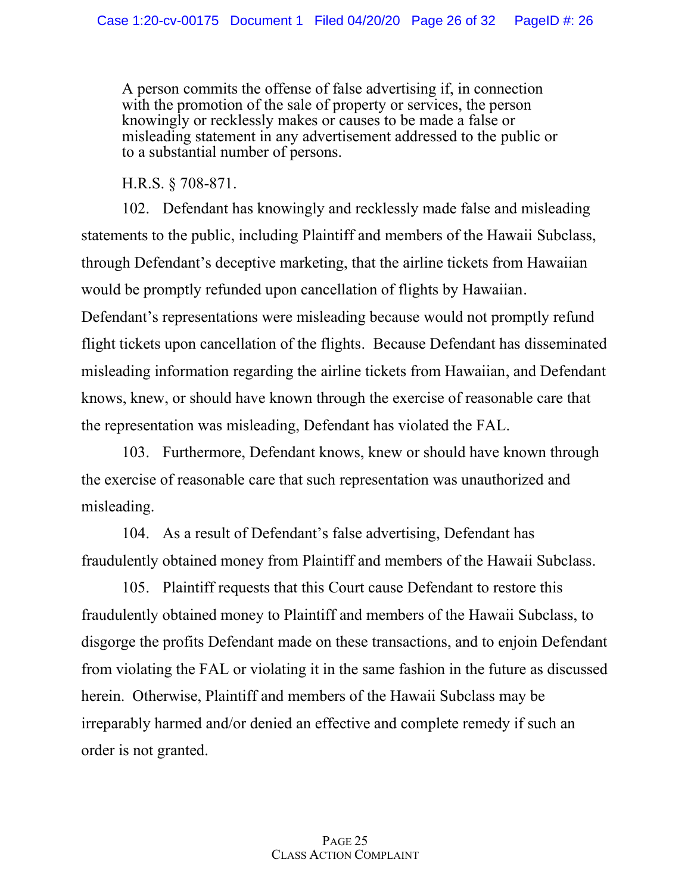> A person commits the offense of false advertising if, in connection with the promotion of the sale of property or services, the person knowingly or recklessly makes or causes to be made a false or misleading statement in any advertisement addressed to the public or to a substantial number of persons.
>
> H.R.S. § 708-871.

102. Defendant has knowingly and recklessly made false and misleading statements to the public, including Plaintiff and members of the Hawaii Subclass, through Defendant's deceptive marketing, that the airline tickets from Hawaiian would be promptly refunded upon cancellation of flights by Hawaiian. Defendant's representations were misleading because would not promptly refund flight tickets upon cancellation of the flights. Because Defendant has disseminated misleading information regarding the airline tickets from Hawaiian, and Defendant knows, knew, or should have known through the exercise of reasonable care that the representation was misleading, Defendant has violated the FAL.

103. Furthermore, Defendant knows, knew or should have known through the exercise of reasonable care that such representation was unauthorized and misleading.

104. As a result of Defendant's false advertising, Defendant has fraudulently obtained money from Plaintiff and members of the Hawaii Subclass.

105. Plaintiff requests that this Court cause Defendant to restore this fraudulently obtained money to Plaintiff and members of the Hawaii Subclass, to disgorge the profits Defendant made on these transactions, and to enjoin Defendant from violating the FAL or violating it in the same fashion in the future as discussed herein. Otherwise, Plaintiff and members of the Hawaii Subclass may be irreparably harmed and/or denied an effective and complete remedy if such an order is not granted.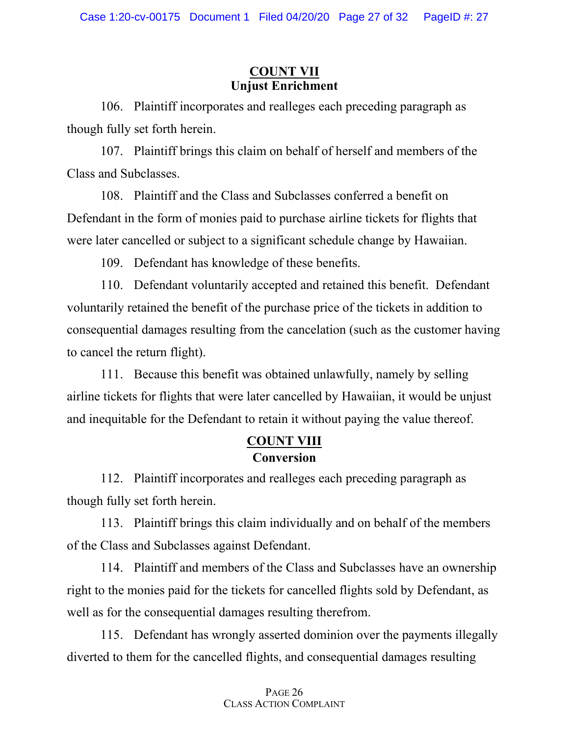## COUNT VII
### Unjust Enrichment

106. Plaintiff incorporates and realleges each preceding paragraph as though fully set forth herein.

107. Plaintiff brings this claim on behalf of herself and members of the Class and Subclasses.

108. Plaintiff and the Class and Subclasses conferred a benefit on Defendant in the form of monies paid to purchase airline tickets for flights that were later cancelled or subject to a significant schedule change by Hawaiian.

109. Defendant has knowledge of these benefits.

110. Defendant voluntarily accepted and retained this benefit. Defendant voluntarily retained the benefit of the purchase price of the tickets in addition to consequential damages resulting from the cancelation (such as the customer having to cancel the return flight).

111. Because this benefit was obtained unlawfully, namely by selling airline tickets for flights that were later cancelled by Hawaiian, it would be unjust and inequitable for the Defendant to retain it without paying the value thereof.

## COUNT VIII
### Conversion

112. Plaintiff incorporates and realleges each preceding paragraph as though fully set forth herein.

113. Plaintiff brings this claim individually and on behalf of the members of the Class and Subclasses against Defendant.

114. Plaintiff and members of the Class and Subclasses have an ownership right to the monies paid for the tickets for cancelled flights sold by Defendant, as well as for the consequential damages resulting therefrom.

115. Defendant has wrongly asserted dominion over the payments illegally diverted to them for the cancelled flights, and consequential damages resulting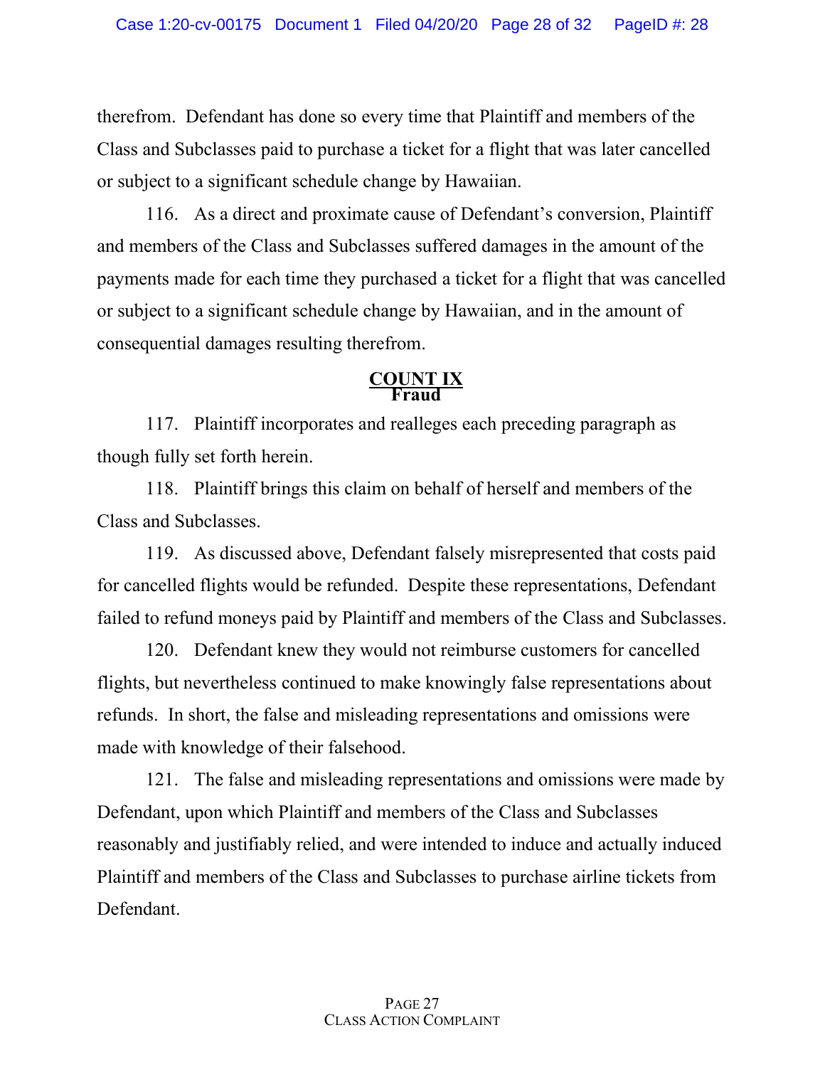therefrom. Defendant has done so every time that Plaintiff and members of the Class and Subclasses paid to purchase a ticket for a flight that was later cancelled or subject to a significant schedule change by Hawaiian.

116. As a direct and proximate cause of Defendant's conversion, Plaintiff and members of the Class and Subclasses suffered damages in the amount of the payments made for each time they purchased a ticket for a flight that was cancelled or subject to a significant schedule change by Hawaiian, and in the amount of consequential damages resulting therefrom.

## COUNT IX
## Fraud

117. Plaintiff incorporates and realleges each preceding paragraph as though fully set forth herein.

118. Plaintiff brings this claim on behalf of herself and members of the Class and Subclasses.

119. As discussed above, Defendant falsely misrepresented that costs paid for cancelled flights would be refunded. Despite these representations, Defendant failed to refund moneys paid by Plaintiff and members of the Class and Subclasses.

120. Defendant knew they would not reimburse customers for cancelled flights, but nevertheless continued to make knowingly false representations about refunds. In short, the false and misleading representations and omissions were made with knowledge of their falsehood.

121. The false and misleading representations and omissions were made by Defendant, upon which Plaintiff and members of the Class and Subclasses reasonably and justifiably relied, and were intended to induce and actually induced Plaintiff and members of the Class and Subclasses to purchase airline tickets from Defendant.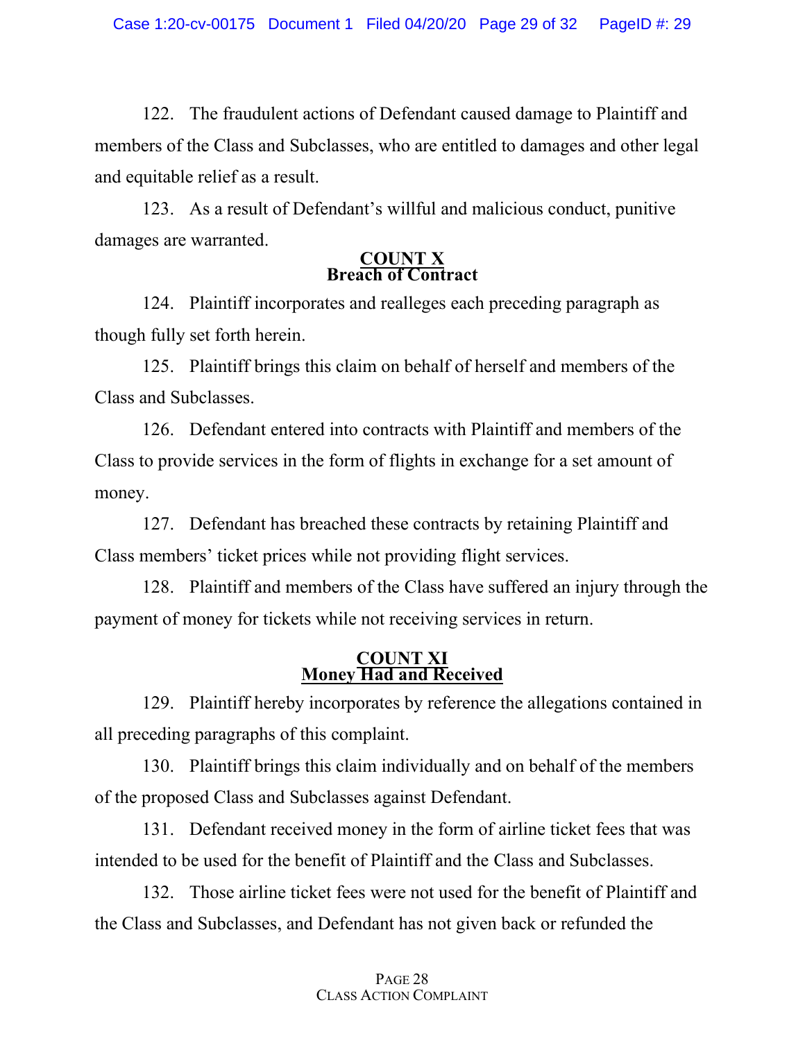122. The fraudulent actions of Defendant caused damage to Plaintiff and members of the Class and Subclasses, who are entitled to damages and other legal and equitable relief as a result.

123. As a result of Defendant's willful and malicious conduct, punitive damages are warranted.

## COUNT X
## Breach of Contract

124. Plaintiff incorporates and realleges each preceding paragraph as though fully set forth herein.

125. Plaintiff brings this claim on behalf of herself and members of the Class and Subclasses.

126. Defendant entered into contracts with Plaintiff and members of the Class to provide services in the form of flights in exchange for a set amount of money.

127. Defendant has breached these contracts by retaining Plaintiff and Class members' ticket prices while not providing flight services.

128. Plaintiff and members of the Class have suffered an injury through the payment of money for tickets while not receiving services in return.

## COUNT XI
## Money Had and Received

129. Plaintiff hereby incorporates by reference the allegations contained in all preceding paragraphs of this complaint.

130. Plaintiff brings this claim individually and on behalf of the members of the proposed Class and Subclasses against Defendant.

131. Defendant received money in the form of airline ticket fees that was intended to be used for the benefit of Plaintiff and the Class and Subclasses.

132. Those airline ticket fees were not used for the benefit of Plaintiff and the Class and Subclasses, and Defendant has not given back or refunded the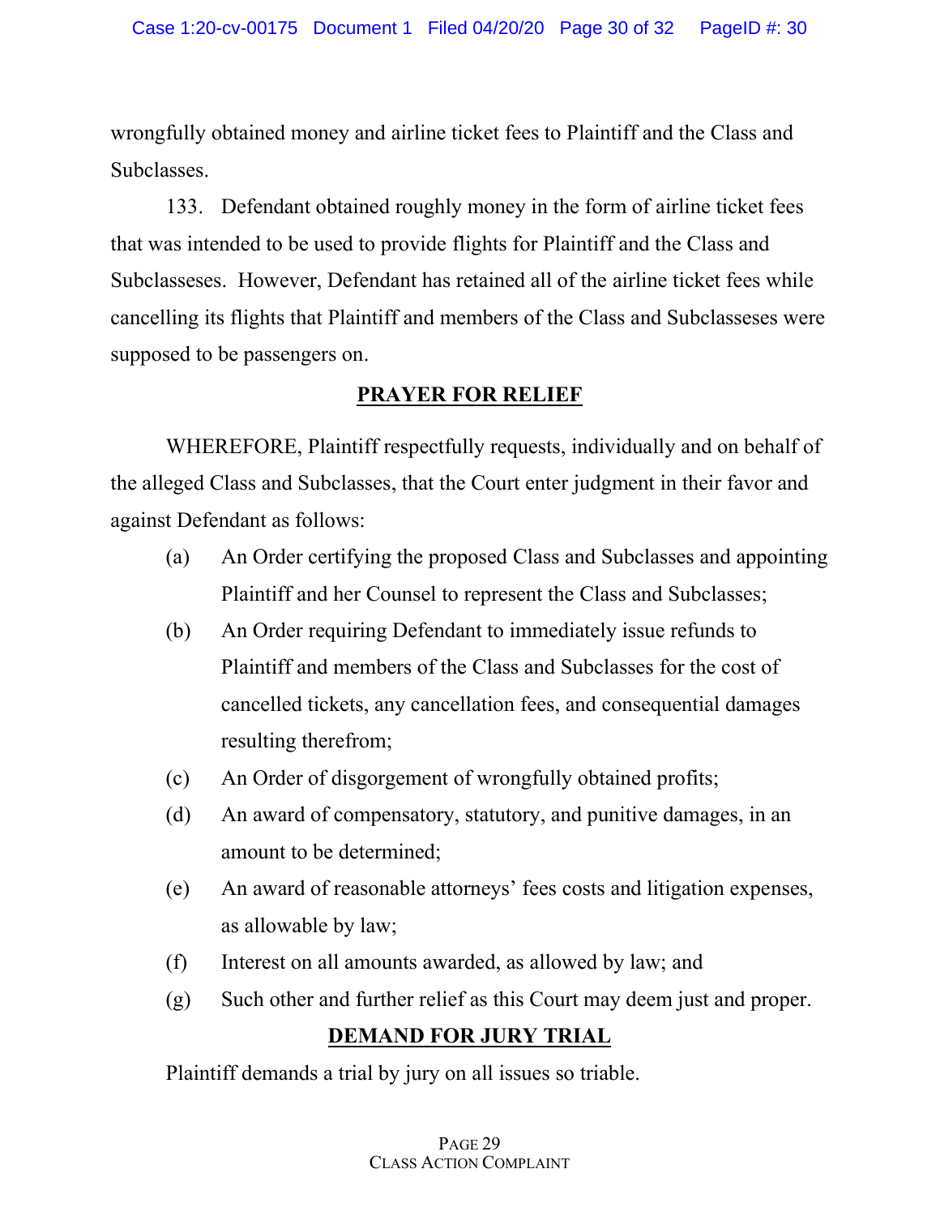wrongfully obtained money and airline ticket fees to Plaintiff and the Class and Subclasses.

133. Defendant obtained roughly money in the form of airline ticket fees that was intended to be used to provide flights for Plaintiff and the Class and Subclasseses. However, Defendant has retained all of the airline ticket fees while cancelling its flights that Plaintiff and members of the Class and Subclasseses were supposed to be passengers on.

## PRAYER FOR RELIEF

WHEREFORE, Plaintiff respectfully requests, individually and on behalf of the alleged Class and Subclasses, that the Court enter judgment in their favor and against Defendant as follows:

(a) An Order certifying the proposed Class and Subclasses and appointing Plaintiff and her Counsel to represent the Class and Subclasses;

(b) An Order requiring Defendant to immediately issue refunds to Plaintiff and members of the Class and Subclasses for the cost of cancelled tickets, any cancellation fees, and consequential damages resulting therefrom;

(c) An Order of disgorgement of wrongfully obtained profits;

(d) An award of compensatory, statutory, and punitive damages, in an amount to be determined;

(e) An award of reasonable attorneys' fees costs and litigation expenses, as allowable by law;

(f) Interest on all amounts awarded, as allowed by law; and

(g) Such other and further relief as this Court may deem just and proper.

## DEMAND FOR JURY TRIAL

Plaintiff demands a trial by jury on all issues so triable.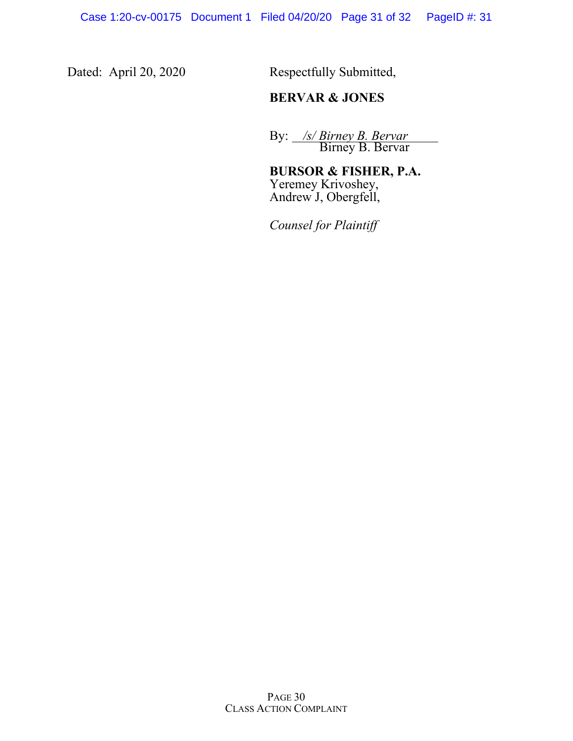Dated: April 20, 2020

Respectfully Submitted,

**BERVAR & JONES**

By: *\/s/ Birney B. Bervar*
Birney B. Bervar

**BURSOR & FISHER, P.A.**
Yeremey Krivoshey,
Andrew J, Obergfell,

*Counsel for Plaintiff*